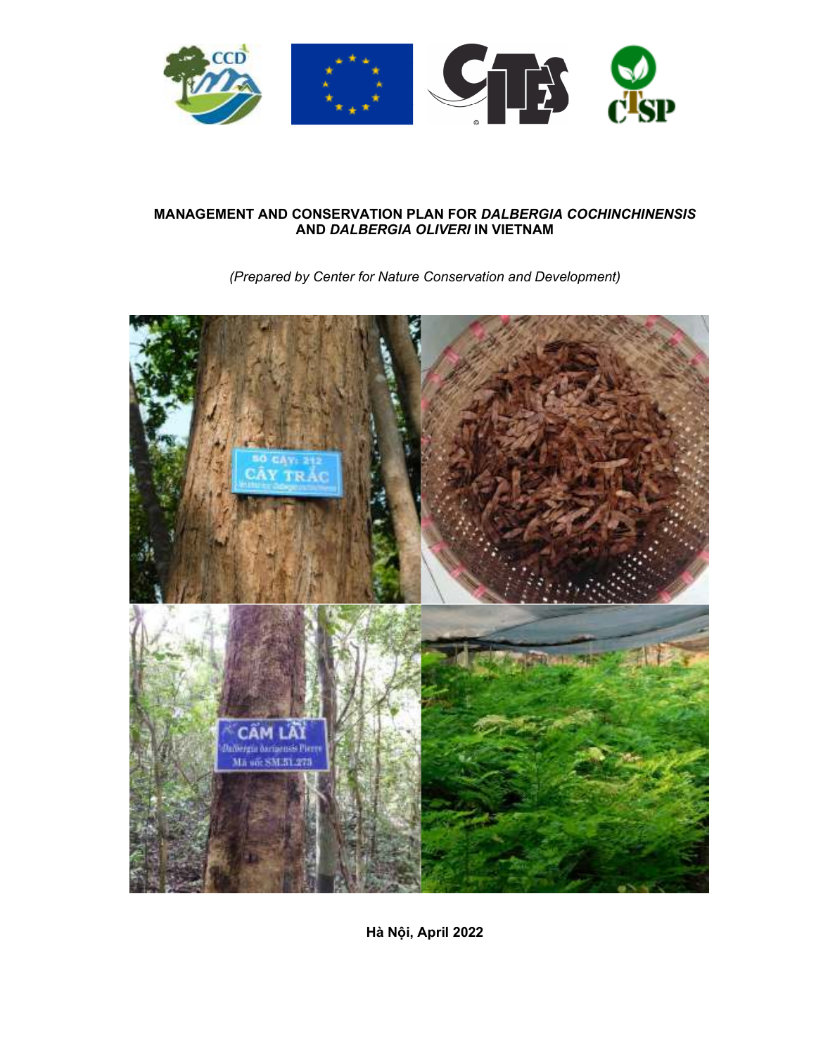# MANAGEMENT AND CONSERVATION PLAN FOR *DALBERGIA COCHINCHINENSIS* AND *DALBERGIA OLIVERI* IN VIETNAM

*(Prepared by Center for Nature Conservation and Development)*

**Hà Nội, April 2022**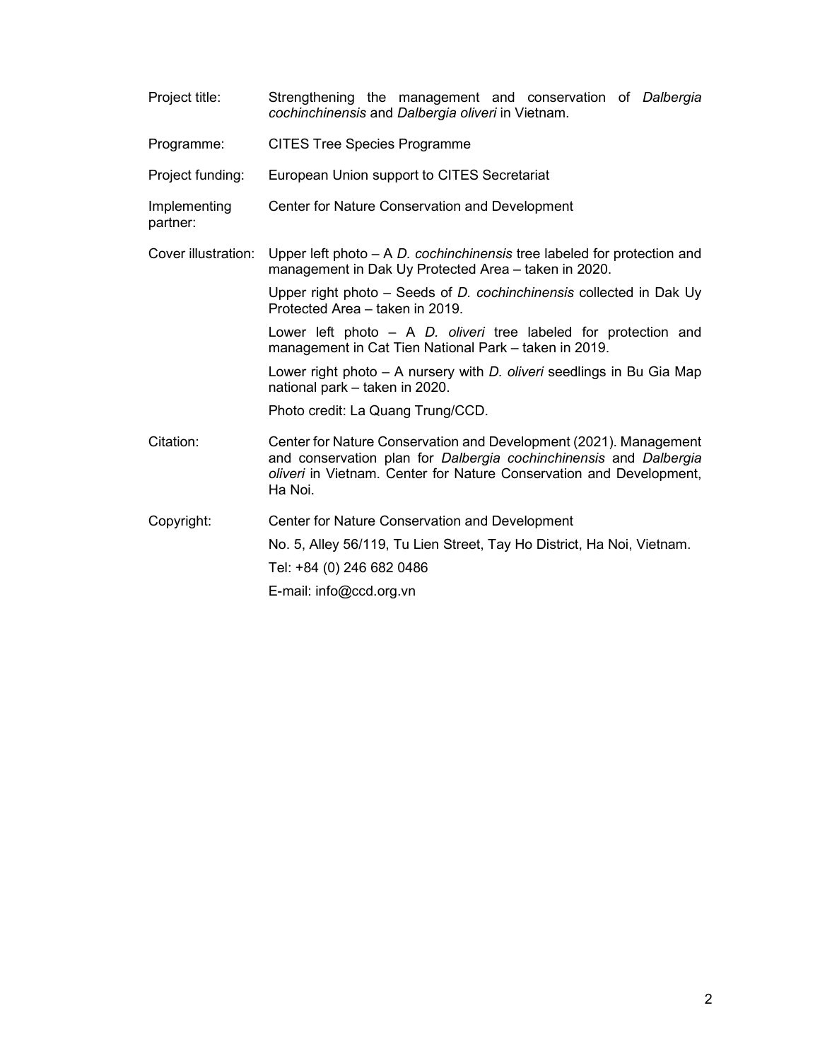| | |
|---|---|
| Project title: | Strengthening the management and conservation of *Dalbergia cochinchinensis* and *Dalbergia oliveri* in Vietnam. |
| Programme: | CITES Tree Species Programme |
| Project funding: | European Union support to CITES Secretariat |
| Implementing partner: | Center for Nature Conservation and Development |
| Cover illustration: | Upper left photo – A *D. cochinchinensis* tree labeled for protection and management in Dak Uy Protected Area – taken in 2020. |
| | Upper right photo – Seeds of *D. cochinchinensis* collected in Dak Uy Protected Area – taken in 2019. |
| | Lower left photo – A *D. oliveri* tree labeled for protection and management in Cat Tien National Park – taken in 2019. |
| | Lower right photo – A nursery with *D. oliveri* seedlings in Bu Gia Map national park – taken in 2020. |
| | Photo credit: La Quang Trung/CCD. |
| Citation: | Center for Nature Conservation and Development (2021). Management and conservation plan for *Dalbergia cochinchinensis* and *Dalbergia oliveri* in Vietnam. Center for Nature Conservation and Development, Ha Noi. |
| Copyright: | Center for Nature Conservation and Development |
| | No. 5, Alley 56/119, Tu Lien Street, Tay Ho District, Ha Noi, Vietnam. |
| | Tel: +84 (0) 246 682 0486 |
| | E-mail: info@ccd.org.vn |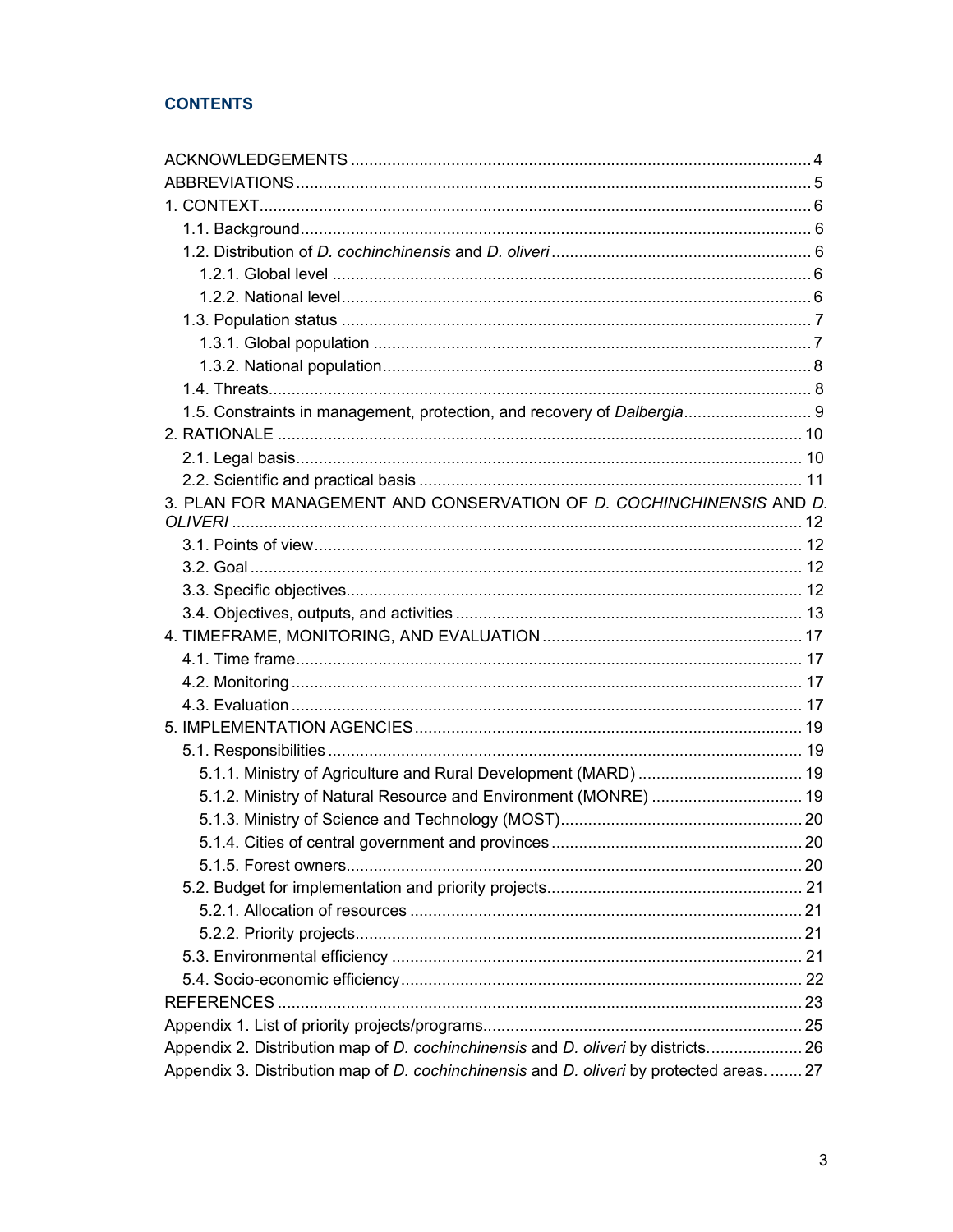## CONTENTS

ACKNOWLEDGEMENTS ..... 4
ABBREVIATIONS ..... 5
1. CONTEXT ..... 6
  1.1. Background ..... 6
  1.2. Distribution of *D. cochinchinensis* and *D. oliveri* ..... 6
    1.2.1. Global level ..... 6
    1.2.2. National level ..... 6
  1.3. Population status ..... 7
    1.3.1. Global population ..... 7
    1.3.2. National population ..... 8
  1.4. Threats ..... 8
  1.5. Constraints in management, protection, and recovery of *Dalbergia* ..... 9
2. RATIONALE ..... 10
  2.1. Legal basis ..... 10
  2.2. Scientific and practical basis ..... 11
3. PLAN FOR MANAGEMENT AND CONSERVATION OF *D. COCHINCHINENSIS* AND *D. OLIVERI* ..... 12
  3.1. Points of view ..... 12
  3.2. Goal ..... 12
  3.3. Specific objectives ..... 12
  3.4. Objectives, outputs, and activities ..... 13
4. TIMEFRAME, MONITORING, AND EVALUATION ..... 17
  4.1. Time frame ..... 17
  4.2. Monitoring ..... 17
  4.3. Evaluation ..... 17
5. IMPLEMENTATION AGENCIES ..... 19
  5.1. Responsibilities ..... 19
    5.1.1. Ministry of Agriculture and Rural Development (MARD) ..... 19
    5.1.2. Ministry of Natural Resource and Environment (MONRE) ..... 19
    5.1.3. Ministry of Science and Technology (MOST) ..... 20
    5.1.4. Cities of central government and provinces ..... 20
    5.1.5. Forest owners ..... 20
  5.2. Budget for implementation and priority projects ..... 21
    5.2.1. Allocation of resources ..... 21
    5.2.2. Priority projects ..... 21
  5.3. Environmental efficiency ..... 21
  5.4. Socio-economic efficiency ..... 22
REFERENCES ..... 23
Appendix 1. List of priority projects/programs ..... 25
Appendix 2. Distribution map of *D. cochinchinensis* and *D. oliveri* by districts ..... 26
Appendix 3. Distribution map of *D. cochinchinensis* and *D. oliveri* by protected areas. ..... 27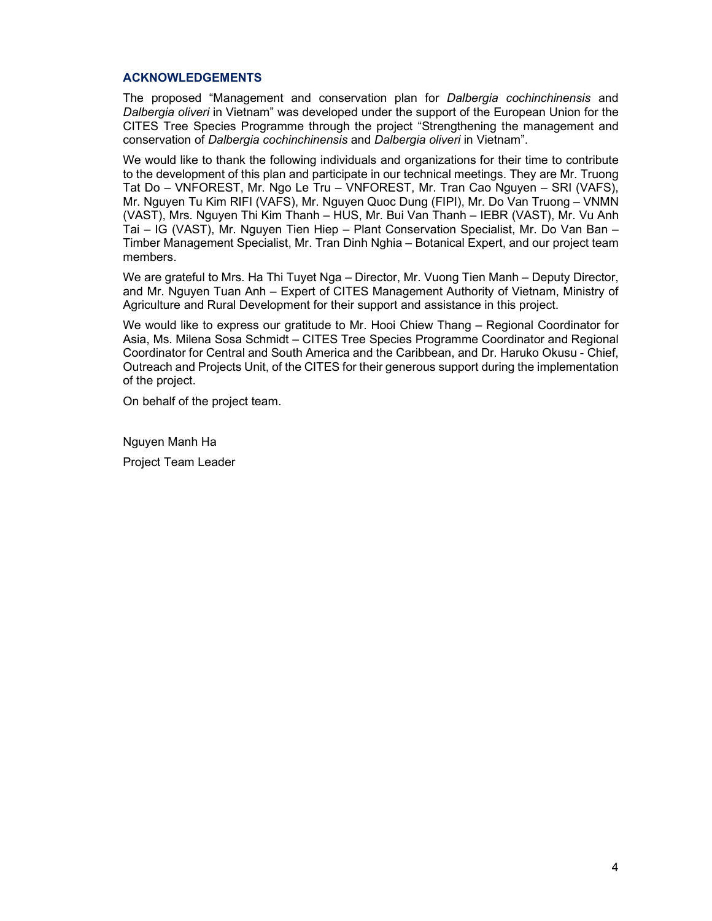## ACKNOWLEDGEMENTS

The proposed "Management and conservation plan for *Dalbergia cochinchinensis* and *Dalbergia oliveri* in Vietnam" was developed under the support of the European Union for the CITES Tree Species Programme through the project "Strengthening the management and conservation of *Dalbergia cochinchinensis* and *Dalbergia oliveri* in Vietnam".

We would like to thank the following individuals and organizations for their time to contribute to the development of this plan and participate in our technical meetings. They are Mr. Truong Tat Do – VNFOREST, Mr. Ngo Le Tru – VNFOREST, Mr. Tran Cao Nguyen – SRI (VAFS), Mr. Nguyen Tu Kim RIFI (VAFS), Mr. Nguyen Quoc Dung (FIPI), Mr. Do Van Truong – VNMN (VAST), Mrs. Nguyen Thi Kim Thanh – HUS, Mr. Bui Van Thanh – IEBR (VAST), Mr. Vu Anh Tai – IG (VAST), Mr. Nguyen Tien Hiep – Plant Conservation Specialist, Mr. Do Van Ban – Timber Management Specialist, Mr. Tran Dinh Nghia – Botanical Expert, and our project team members.

We are grateful to Mrs. Ha Thi Tuyet Nga – Director, Mr. Vuong Tien Manh – Deputy Director, and Mr. Nguyen Tuan Anh – Expert of CITES Management Authority of Vietnam, Ministry of Agriculture and Rural Development for their support and assistance in this project.

We would like to express our gratitude to Mr. Hooi Chiew Thang – Regional Coordinator for Asia, Ms. Milena Sosa Schmidt – CITES Tree Species Programme Coordinator and Regional Coordinator for Central and South America and the Caribbean, and Dr. Haruko Okusu - Chief, Outreach and Projects Unit, of the CITES for their generous support during the implementation of the project.

On behalf of the project team.

Nguyen Manh Ha

Project Team Leader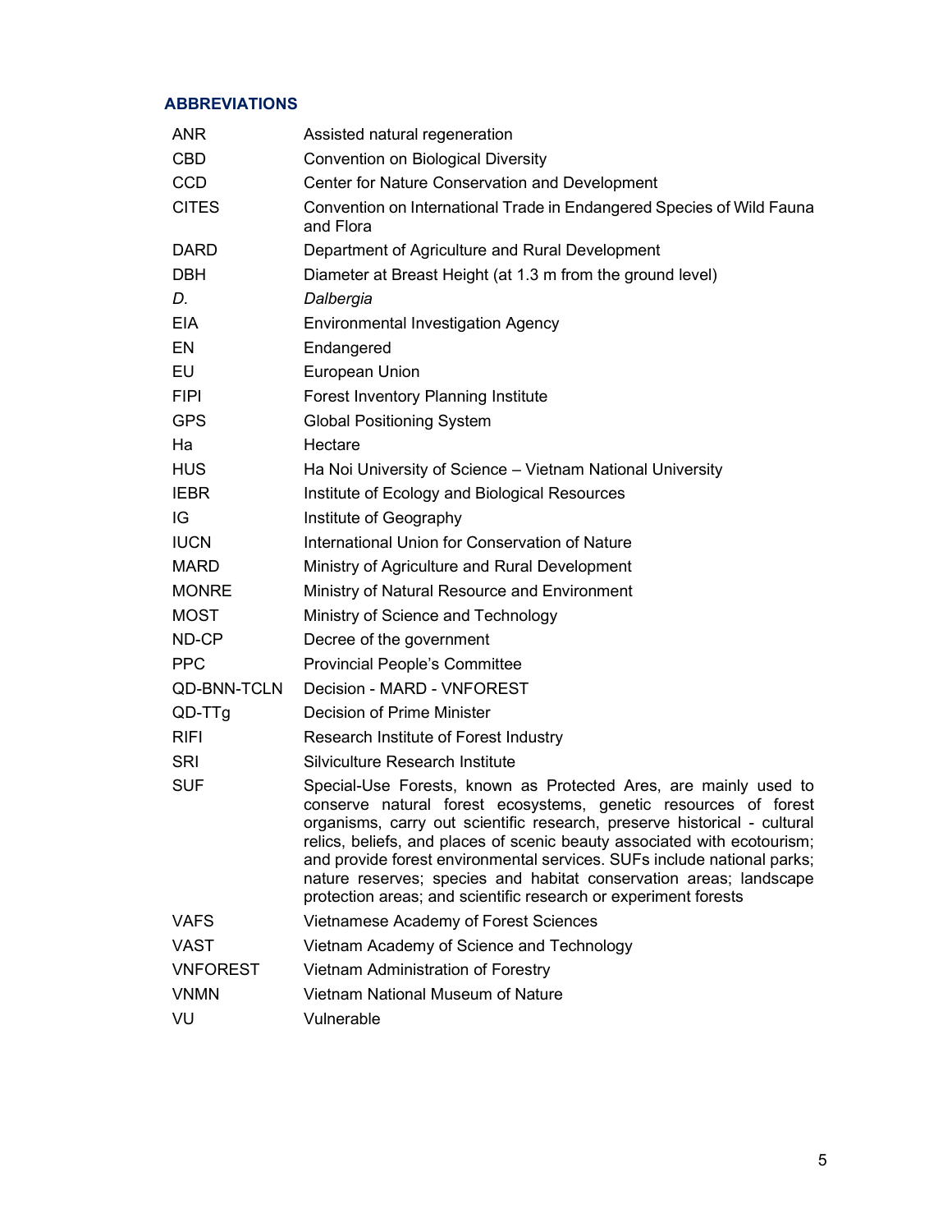## ABBREVIATIONS

| | |
|---|---|
| ANR | Assisted natural regeneration |
| CBD | Convention on Biological Diversity |
| CCD | Center for Nature Conservation and Development |
| CITES | Convention on International Trade in Endangered Species of Wild Fauna and Flora |
| DARD | Department of Agriculture and Rural Development |
| DBH | Diameter at Breast Height (at 1.3 m from the ground level) |
| *D.* | *Dalbergia* |
| EIA | Environmental Investigation Agency |
| EN | Endangered |
| EU | European Union |
| FIPI | Forest Inventory Planning Institute |
| GPS | Global Positioning System |
| Ha | Hectare |
| HUS | Ha Noi University of Science – Vietnam National University |
| IEBR | Institute of Ecology and Biological Resources |
| IG | Institute of Geography |
| IUCN | International Union for Conservation of Nature |
| MARD | Ministry of Agriculture and Rural Development |
| MONRE | Ministry of Natural Resource and Environment |
| MOST | Ministry of Science and Technology |
| ND-CP | Decree of the government |
| PPC | Provincial People's Committee |
| QD-BNN-TCLN | Decision - MARD - VNFOREST |
| QD-TTg | Decision of Prime Minister |
| RIFI | Research Institute of Forest Industry |
| SRI | Silviculture Research Institute |
| SUF | Special-Use Forests, known as Protected Ares, are mainly used to conserve natural forest ecosystems, genetic resources of forest organisms, carry out scientific research, preserve historical - cultural relics, beliefs, and places of scenic beauty associated with ecotourism; and provide forest environmental services. SUFs include national parks; nature reserves; species and habitat conservation areas; landscape protection areas; and scientific research or experiment forests |
| VAFS | Vietnamese Academy of Forest Sciences |
| VAST | Vietnam Academy of Science and Technology |
| VNFOREST | Vietnam Administration of Forestry |
| VNMN | Vietnam National Museum of Nature |
| VU | Vulnerable |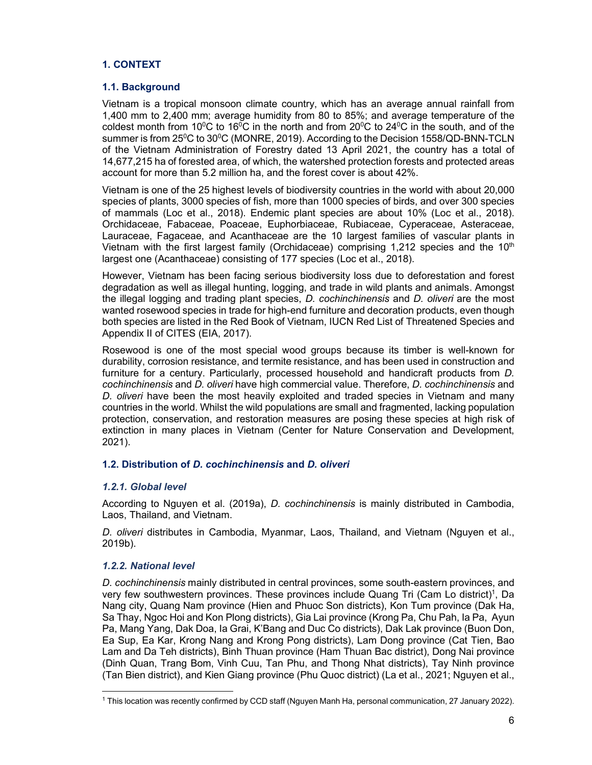## 1. CONTEXT

### 1.1. Background

Vietnam is a tropical monsoon climate country, which has an average annual rainfall from 1,400 mm to 2,400 mm; average humidity from 80 to 85%; and average temperature of the coldest month from $10^0$C to $16^0$C in the north and from $20^0$C to $24^0$C in the south, and of the summer is from $25^0$C to $30^0$C (MONRE, 2019). According to the Decision 1558/QD-BNN-TCLN of the Vietnam Administration of Forestry dated 13 April 2021, the country has a total of 14,677,215 ha of forested area, of which, the watershed protection forests and protected areas account for more than 5.2 million ha, and the forest cover is about 42%.

Vietnam is one of the 25 highest levels of biodiversity countries in the world with about 20,000 species of plants, 3000 species of fish, more than 1000 species of birds, and over 300 species of mammals (Loc et al., 2018). Endemic plant species are about 10% (Loc et al., 2018). Orchidaceae, Fabaceae, Poaceae, Euphorbiaceae, Rubiaceae, Cyperaceae, Asteraceae, Lauraceae, Fagaceae, and Acanthaceae are the 10 largest families of vascular plants in Vietnam with the first largest family (Orchidaceae) comprising 1,212 species and the $10^{th}$ largest one (Acanthaceae) consisting of 177 species (Loc et al., 2018).

However, Vietnam has been facing serious biodiversity loss due to deforestation and forest degradation as well as illegal hunting, logging, and trade in wild plants and animals. Amongst the illegal logging and trading plant species, *D. cochinchinensis* and *D. oliveri* are the most wanted rosewood species in trade for high-end furniture and decoration products, even though both species are listed in the Red Book of Vietnam, IUCN Red List of Threatened Species and Appendix II of CITES (EIA, 2017).

Rosewood is one of the most special wood groups because its timber is well-known for durability, corrosion resistance, and termite resistance, and has been used in construction and furniture for a century. Particularly, processed household and handicraft products from *D. cochinchinensis* and *D. oliveri* have high commercial value. Therefore, *D. cochinchinensis* and *D. oliveri* have been the most heavily exploited and traded species in Vietnam and many countries in the world. Whilst the wild populations are small and fragmented, lacking population protection, conservation, and restoration measures are posing these species at high risk of extinction in many places in Vietnam (Center for Nature Conservation and Development, 2021).

### 1.2. Distribution of *D. cochinchinensis* and *D. oliveri*

#### *1.2.1. Global level*

According to Nguyen et al. (2019a), *D. cochinchinensis* is mainly distributed in Cambodia, Laos, Thailand, and Vietnam.

*D. oliveri* distributes in Cambodia, Myanmar, Laos, Thailand, and Vietnam (Nguyen et al., 2019b).

#### *1.2.2. National level*

*D. cochinchinensis* mainly distributed in central provinces, some south-eastern provinces, and very few southwestern provinces. These provinces include Quang Tri (Cam Lo district)[1], Da Nang city, Quang Nam province (Hien and Phuoc Son districts), Kon Tum province (Dak Ha, Sa Thay, Ngoc Hoi and Kon Plong districts), Gia Lai province (Krong Pa, Chu Pah, Ia Pa, Ayun Pa, Mang Yang, Dak Doa, Ia Grai, K'Bang and Duc Co districts), Dak Lak province (Buon Don, Ea Sup, Ea Kar, Krong Nang and Krong Pong districts), Lam Dong province (Cat Tien, Bao Lam and Da Teh districts), Binh Thuan province (Ham Thuan Bac district), Dong Nai province (Dinh Quan, Trang Bom, Vinh Cuu, Tan Phu, and Thong Nhat districts), Tay Ninh province (Tan Bien district), and Kien Giang province (Phu Quoc district) (La et al., 2021; Nguyen et al.,

[1] This location was recently confirmed by CCD staff (Nguyen Manh Ha, personal communication, 27 January 2022).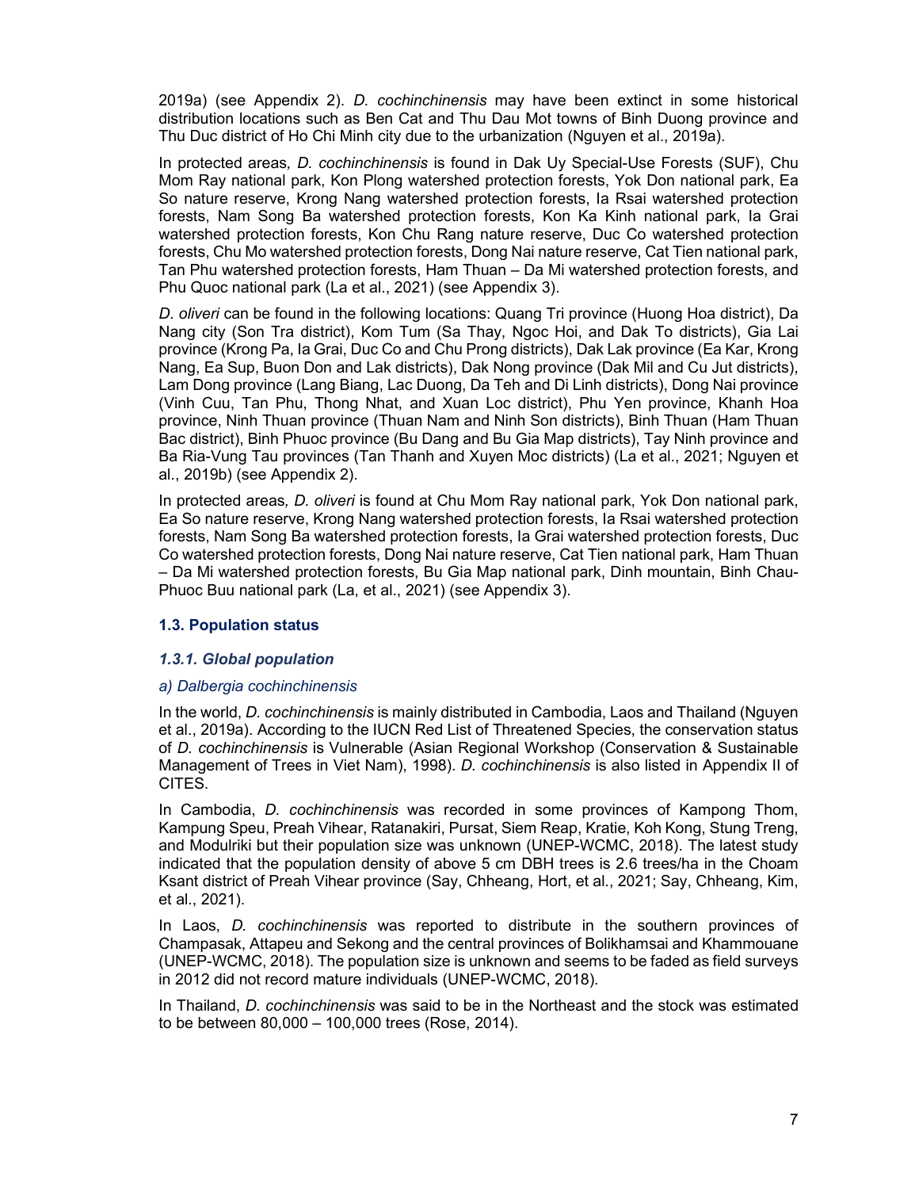2019a) (see Appendix 2). *D. cochinchinensis* may have been extinct in some historical distribution locations such as Ben Cat and Thu Dau Mot towns of Binh Duong province and Thu Duc district of Ho Chi Minh city due to the urbanization (Nguyen et al., 2019a).

In protected areas*, D. cochinchinensis* is found in Dak Uy Special-Use Forests (SUF), Chu Mom Ray national park, Kon Plong watershed protection forests, Yok Don national park, Ea So nature reserve, Krong Nang watershed protection forests, Ia Rsai watershed protection forests, Nam Song Ba watershed protection forests, Kon Ka Kinh national park, Ia Grai watershed protection forests, Kon Chu Rang nature reserve, Duc Co watershed protection forests, Chu Mo watershed protection forests, Dong Nai nature reserve, Cat Tien national park, Tan Phu watershed protection forests, Ham Thuan – Da Mi watershed protection forests, and Phu Quoc national park (La et al., 2021) (see Appendix 3).

*D. oliveri* can be found in the following locations: Quang Tri province (Huong Hoa district), Da Nang city (Son Tra district), Kom Tum (Sa Thay, Ngoc Hoi, and Dak To districts), Gia Lai province (Krong Pa, Ia Grai, Duc Co and Chu Prong districts), Dak Lak province (Ea Kar, Krong Nang, Ea Sup, Buon Don and Lak districts), Dak Nong province (Dak Mil and Cu Jut districts), Lam Dong province (Lang Biang, Lac Duong, Da Teh and Di Linh districts), Dong Nai province (Vinh Cuu, Tan Phu, Thong Nhat, and Xuan Loc district), Phu Yen province, Khanh Hoa province, Ninh Thuan province (Thuan Nam and Ninh Son districts), Binh Thuan (Ham Thuan Bac district), Binh Phuoc province (Bu Dang and Bu Gia Map districts), Tay Ninh province and Ba Ria-Vung Tau provinces (Tan Thanh and Xuyen Moc districts) (La et al., 2021; Nguyen et al., 2019b) (see Appendix 2).

In protected areas*, D. oliveri* is found at Chu Mom Ray national park, Yok Don national park, Ea So nature reserve, Krong Nang watershed protection forests, Ia Rsai watershed protection forests, Nam Song Ba watershed protection forests, Ia Grai watershed protection forests, Duc Co watershed protection forests, Dong Nai nature reserve, Cat Tien national park, Ham Thuan – Da Mi watershed protection forests, Bu Gia Map national park, Dinh mountain, Binh Chau-Phuoc Buu national park (La, et al., 2021) (see Appendix 3).

### 1.3. Population status

#### *1.3.1. Global population*

*a) Dalbergia cochinchinensis*

In the world, *D. cochinchinensis* is mainly distributed in Cambodia, Laos and Thailand (Nguyen et al., 2019a). According to the IUCN Red List of Threatened Species, the conservation status of *D. cochinchinensis* is Vulnerable (Asian Regional Workshop (Conservation & Sustainable Management of Trees in Viet Nam), 1998). *D. cochinchinensis* is also listed in Appendix II of CITES.

In Cambodia, *D. cochinchinensis* was recorded in some provinces of Kampong Thom, Kampung Speu, Preah Vihear, Ratanakiri, Pursat, Siem Reap, Kratie, Koh Kong, Stung Treng, and Modulriki but their population size was unknown (UNEP-WCMC, 2018). The latest study indicated that the population density of above 5 cm DBH trees is 2.6 trees/ha in the Choam Ksant district of Preah Vihear province (Say, Chheang, Hort, et al., 2021; Say, Chheang, Kim, et al., 2021).

In Laos, *D. cochinchinensis* was reported to distribute in the southern provinces of Champasak, Attapeu and Sekong and the central provinces of Bolikhamsai and Khammouane (UNEP-WCMC, 2018). The population size is unknown and seems to be faded as field surveys in 2012 did not record mature individuals (UNEP-WCMC, 2018).

In Thailand, *D. cochinchinensis* was said to be in the Northeast and the stock was estimated to be between 80,000 – 100,000 trees (Rose, 2014).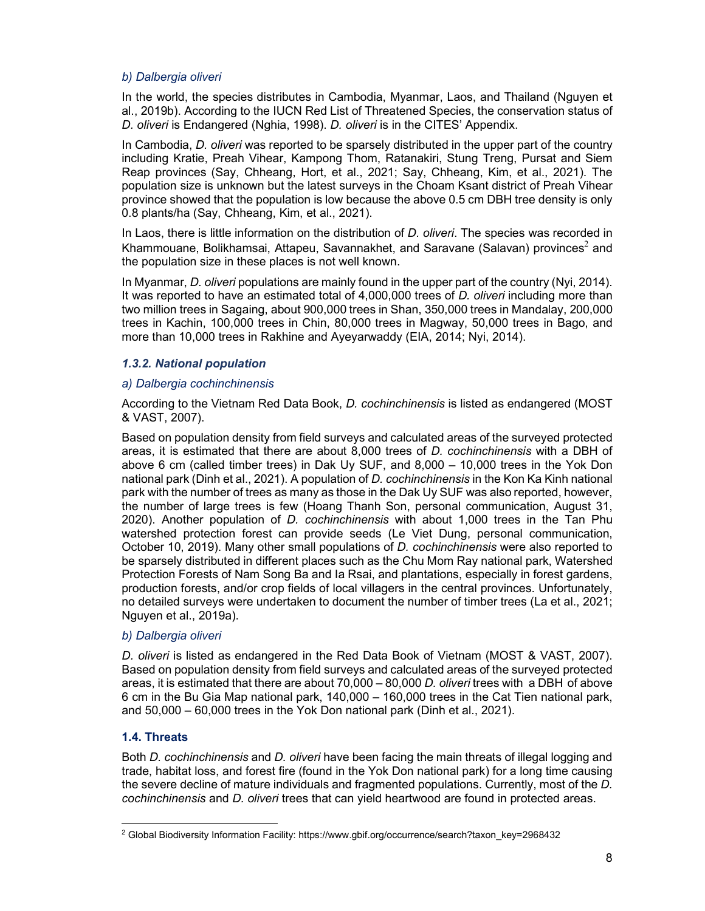### b) Dalbergia oliveri

In the world, the species distributes in Cambodia, Myanmar, Laos, and Thailand (Nguyen et al., 2019b). According to the IUCN Red List of Threatened Species, the conservation status of *D. oliveri* is Endangered (Nghia, 1998). *D. oliveri* is in the CITES' Appendix.

In Cambodia, *D. oliveri* was reported to be sparsely distributed in the upper part of the country including Kratie, Preah Vihear, Kampong Thom, Ratanakiri, Stung Treng, Pursat and Siem Reap provinces (Say, Chheang, Hort, et al., 2021; Say, Chheang, Kim, et al., 2021). The population size is unknown but the latest surveys in the Choam Ksant district of Preah Vihear province showed that the population is low because the above 0.5 cm DBH tree density is only 0.8 plants/ha (Say, Chheang, Kim, et al., 2021).

In Laos, there is little information on the distribution of *D. oliveri*. The species was recorded in Khammouane, Bolikhamsai, Attapeu, Savannakhet, and Saravane (Salavan) provinces[2] and the population size in these places is not well known.

In Myanmar, *D. oliveri* populations are mainly found in the upper part of the country (Nyi, 2014). It was reported to have an estimated total of 4,000,000 trees of *D. oliveri* including more than two million trees in Sagaing, about 900,000 trees in Shan, 350,000 trees in Mandalay, 200,000 trees in Kachin, 100,000 trees in Chin, 80,000 trees in Magway, 50,000 trees in Bago, and more than 10,000 trees in Rakhine and Ayeyarwaddy (EIA, 2014; Nyi, 2014).

### 1.3.2. National population

#### a) Dalbergia cochinchinensis

According to the Vietnam Red Data Book, *D. cochinchinensis* is listed as endangered (MOST & VAST, 2007).

Based on population density from field surveys and calculated areas of the surveyed protected areas, it is estimated that there are about 8,000 trees of *D. cochinchinensis* with a DBH of above 6 cm (called timber trees) in Dak Uy SUF, and 8,000 – 10,000 trees in the Yok Don national park (Dinh et al., 2021). A population of *D. cochinchinensis* in the Kon Ka Kinh national park with the number of trees as many as those in the Dak Uy SUF was also reported, however, the number of large trees is few (Hoang Thanh Son, personal communication, August 31, 2020). Another population of *D. cochinchinensis* with about 1,000 trees in the Tan Phu watershed protection forest can provide seeds (Le Viet Dung, personal communication, October 10, 2019). Many other small populations of *D. cochinchinensis* were also reported to be sparsely distributed in different places such as the Chu Mom Ray national park, Watershed Protection Forests of Nam Song Ba and Ia Rsai, and plantations, especially in forest gardens, production forests, and/or crop fields of local villagers in the central provinces. Unfortunately, no detailed surveys were undertaken to document the number of timber trees (La et al., 2021; Nguyen et al., 2019a).

#### b) Dalbergia oliveri

*D. oliveri* is listed as endangered in the Red Data Book of Vietnam (MOST & VAST, 2007). Based on population density from field surveys and calculated areas of the surveyed protected areas, it is estimated that there are about 70,000 – 80,000 *D. oliveri* trees with a DBH of above 6 cm in the Bu Gia Map national park, 140,000 – 160,000 trees in the Cat Tien national park, and 50,000 – 60,000 trees in the Yok Don national park (Dinh et al., 2021).

## 1.4. Threats

Both *D. cochinchinensis* and *D. oliveri* have been facing the main threats of illegal logging and trade, habitat loss, and forest fire (found in the Yok Don national park) for a long time causing the severe decline of mature individuals and fragmented populations. Currently, most of the *D. cochinchinensis* and *D. oliveri* trees that can yield heartwood are found in protected areas.

---

[2] Global Biodiversity Information Facility: https://www.gbif.org/occurrence/search?taxon_key=2968432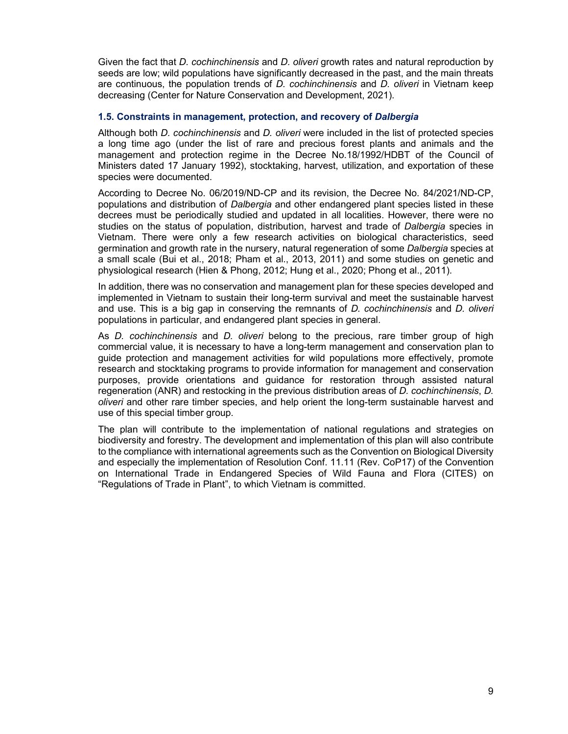Given the fact that *D. cochinchinensis* and *D. oliveri* growth rates and natural reproduction by seeds are low; wild populations have significantly decreased in the past, and the main threats are continuous, the population trends of *D. cochinchinensis* and *D. oliveri* in Vietnam keep decreasing (Center for Nature Conservation and Development, 2021).

### 1.5. Constraints in management, protection, and recovery of *Dalbergia*

Although both *D. cochinchinensis* and *D. oliveri* were included in the list of protected species a long time ago (under the list of rare and precious forest plants and animals and the management and protection regime in the Decree No.18/1992/HDBT of the Council of Ministers dated 17 January 1992), stocktaking, harvest, utilization, and exportation of these species were documented.

According to Decree No. 06/2019/ND-CP and its revision, the Decree No. 84/2021/ND-CP, populations and distribution of *Dalbergia* and other endangered plant species listed in these decrees must be periodically studied and updated in all localities. However, there were no studies on the status of population, distribution, harvest and trade of *Dalbergia* species in Vietnam. There were only a few research activities on biological characteristics, seed germination and growth rate in the nursery, natural regeneration of some *Dalbergia* species at a small scale (Bui et al., 2018; Pham et al., 2013, 2011) and some studies on genetic and physiological research (Hien & Phong, 2012; Hung et al., 2020; Phong et al., 2011).

In addition, there was no conservation and management plan for these species developed and implemented in Vietnam to sustain their long-term survival and meet the sustainable harvest and use. This is a big gap in conserving the remnants of *D. cochinchinensis* and *D. oliveri* populations in particular, and endangered plant species in general.

As *D. cochinchinensis* and *D. oliveri* belong to the precious, rare timber group of high commercial value, it is necessary to have a long-term management and conservation plan to guide protection and management activities for wild populations more effectively, promote research and stocktaking programs to provide information for management and conservation purposes, provide orientations and guidance for restoration through assisted natural regeneration (ANR) and restocking in the previous distribution areas of *D. cochinchinensis*, *D. oliveri* and other rare timber species, and help orient the long-term sustainable harvest and use of this special timber group.

The plan will contribute to the implementation of national regulations and strategies on biodiversity and forestry. The development and implementation of this plan will also contribute to the compliance with international agreements such as the Convention on Biological Diversity and especially the implementation of Resolution Conf. 11.11 (Rev. CoP17) of the Convention on International Trade in Endangered Species of Wild Fauna and Flora (CITES) on "Regulations of Trade in Plant", to which Vietnam is committed.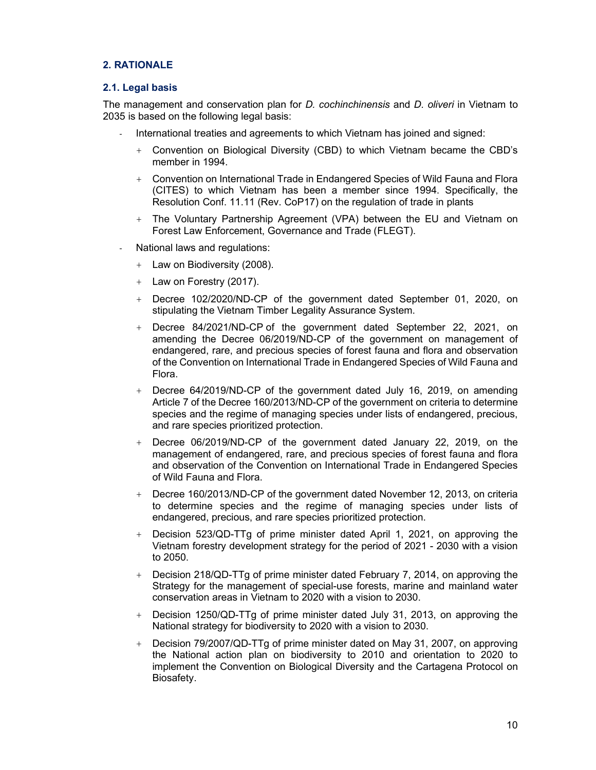## 2. RATIONALE

### 2.1. Legal basis

The management and conservation plan for *D. cochinchinensis* and *D. oliveri* in Vietnam to 2035 is based on the following legal basis:

- International treaties and agreements to which Vietnam has joined and signed:
  - Convention on Biological Diversity (CBD) to which Vietnam became the CBD's member in 1994.
  - Convention on International Trade in Endangered Species of Wild Fauna and Flora (CITES) to which Vietnam has been a member since 1994. Specifically, the Resolution Conf. 11.11 (Rev. CoP17) on the regulation of trade in plants
  - The Voluntary Partnership Agreement (VPA) between the EU and Vietnam on Forest Law Enforcement, Governance and Trade (FLEGT).
- National laws and regulations:
  - Law on Biodiversity (2008).
  - Law on Forestry (2017).
  - Decree 102/2020/ND-CP of the government dated September 01, 2020, on stipulating the Vietnam Timber Legality Assurance System.
  - Decree 84/2021/ND-CP of the government dated September 22, 2021, on amending the Decree 06/2019/ND-CP of the government on management of endangered, rare, and precious species of forest fauna and flora and observation of the Convention on International Trade in Endangered Species of Wild Fauna and Flora.
  - Decree 64/2019/ND-CP of the government dated July 16, 2019, on amending Article 7 of the Decree 160/2013/ND-CP of the government on criteria to determine species and the regime of managing species under lists of endangered, precious, and rare species prioritized protection.
  - Decree 06/2019/ND-CP of the government dated January 22, 2019, on the management of endangered, rare, and precious species of forest fauna and flora and observation of the Convention on International Trade in Endangered Species of Wild Fauna and Flora.
  - Decree 160/2013/ND-CP of the government dated November 12, 2013, on criteria to determine species and the regime of managing species under lists of endangered, precious, and rare species prioritized protection.
  - Decision 523/QD-TTg of prime minister dated April 1, 2021, on approving the Vietnam forestry development strategy for the period of 2021 - 2030 with a vision to 2050.
  - Decision 218/QD-TTg of prime minister dated February 7, 2014, on approving the Strategy for the management of special-use forests, marine and mainland water conservation areas in Vietnam to 2020 with a vision to 2030.
  - Decision 1250/QD-TTg of prime minister dated July 31, 2013, on approving the National strategy for biodiversity to 2020 with a vision to 2030.
  - Decision 79/2007/QD-TTg of prime minister dated on May 31, 2007, on approving the National action plan on biodiversity to 2010 and orientation to 2020 to implement the Convention on Biological Diversity and the Cartagena Protocol on Biosafety.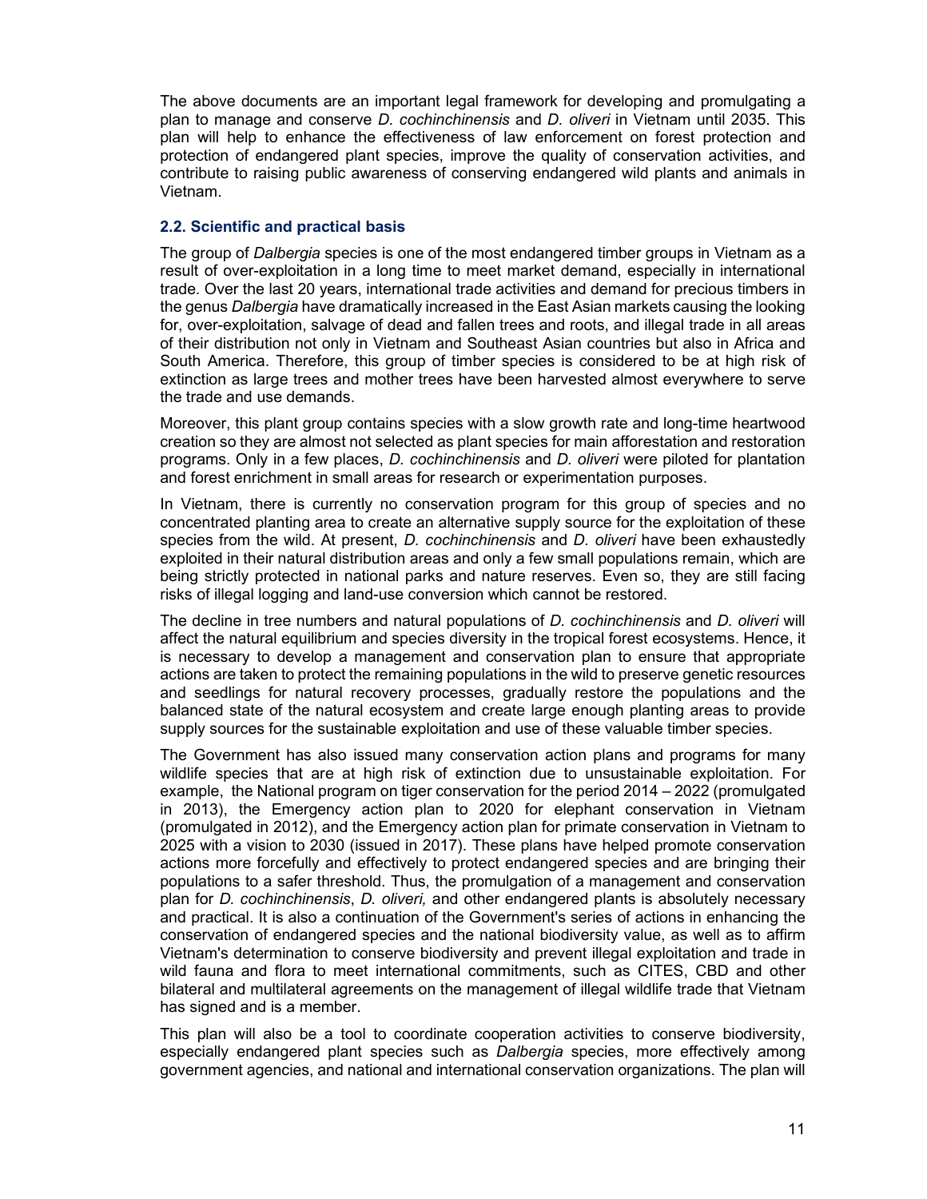The above documents are an important legal framework for developing and promulgating a plan to manage and conserve *D. cochinchinensis* and *D. oliveri* in Vietnam until 2035. This plan will help to enhance the effectiveness of law enforcement on forest protection and protection of endangered plant species, improve the quality of conservation activities, and contribute to raising public awareness of conserving endangered wild plants and animals in Vietnam.

### 2.2. Scientific and practical basis

The group of *Dalbergia* species is one of the most endangered timber groups in Vietnam as a result of over-exploitation in a long time to meet market demand, especially in international trade. Over the last 20 years, international trade activities and demand for precious timbers in the genus *Dalbergia* have dramatically increased in the East Asian markets causing the looking for, over-exploitation, salvage of dead and fallen trees and roots, and illegal trade in all areas of their distribution not only in Vietnam and Southeast Asian countries but also in Africa and South America. Therefore, this group of timber species is considered to be at high risk of extinction as large trees and mother trees have been harvested almost everywhere to serve the trade and use demands.

Moreover, this plant group contains species with a slow growth rate and long-time heartwood creation so they are almost not selected as plant species for main afforestation and restoration programs. Only in a few places, *D. cochinchinensis* and *D. oliveri* were piloted for plantation and forest enrichment in small areas for research or experimentation purposes.

In Vietnam, there is currently no conservation program for this group of species and no concentrated planting area to create an alternative supply source for the exploitation of these species from the wild. At present, *D. cochinchinensis* and *D. oliveri* have been exhaustedly exploited in their natural distribution areas and only a few small populations remain, which are being strictly protected in national parks and nature reserves. Even so, they are still facing risks of illegal logging and land-use conversion which cannot be restored.

The decline in tree numbers and natural populations of *D. cochinchinensis* and *D. oliveri* will affect the natural equilibrium and species diversity in the tropical forest ecosystems. Hence, it is necessary to develop a management and conservation plan to ensure that appropriate actions are taken to protect the remaining populations in the wild to preserve genetic resources and seedlings for natural recovery processes, gradually restore the populations and the balanced state of the natural ecosystem and create large enough planting areas to provide supply sources for the sustainable exploitation and use of these valuable timber species.

The Government has also issued many conservation action plans and programs for many wildlife species that are at high risk of extinction due to unsustainable exploitation. For example, the National program on tiger conservation for the period 2014 – 2022 (promulgated in 2013), the Emergency action plan to 2020 for elephant conservation in Vietnam (promulgated in 2012), and the Emergency action plan for primate conservation in Vietnam to 2025 with a vision to 2030 (issued in 2017). These plans have helped promote conservation actions more forcefully and effectively to protect endangered species and are bringing their populations to a safer threshold. Thus, the promulgation of a management and conservation plan for *D. cochinchinensis*, *D. oliveri,* and other endangered plants is absolutely necessary and practical. It is also a continuation of the Government's series of actions in enhancing the conservation of endangered species and the national biodiversity value, as well as to affirm Vietnam's determination to conserve biodiversity and prevent illegal exploitation and trade in wild fauna and flora to meet international commitments, such as CITES, CBD and other bilateral and multilateral agreements on the management of illegal wildlife trade that Vietnam has signed and is a member.

This plan will also be a tool to coordinate cooperation activities to conserve biodiversity, especially endangered plant species such as *Dalbergia* species, more effectively among government agencies, and national and international conservation organizations. The plan will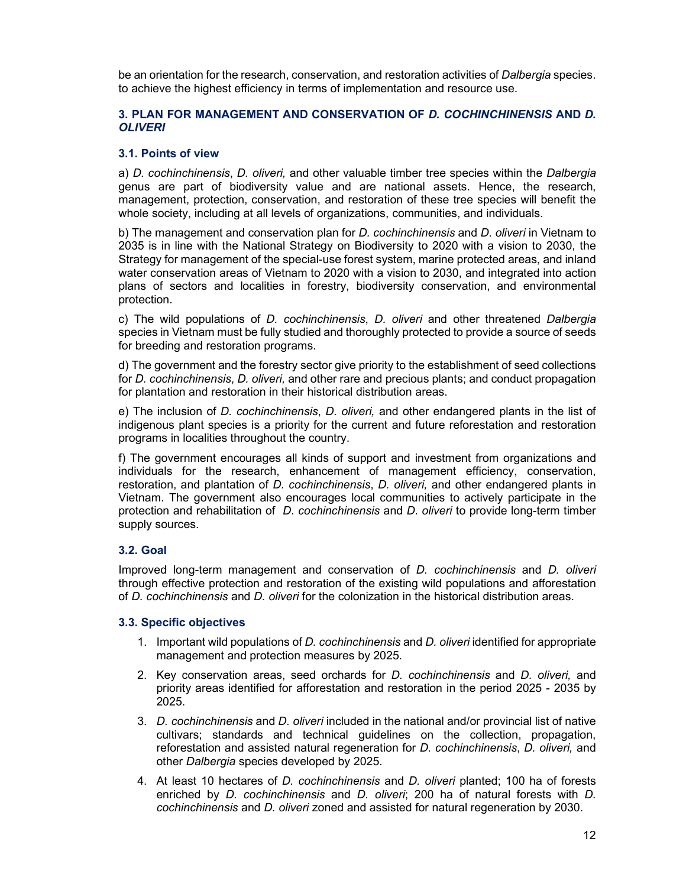be an orientation for the research, conservation, and restoration activities of *Dalbergia* species. to achieve the highest efficiency in terms of implementation and resource use.

## 3. PLAN FOR MANAGEMENT AND CONSERVATION OF *D. COCHINCHINENSIS* AND *D. OLIVERI*

### 3.1. Points of view

a) *D. cochinchinensis*, *D. oliveri,* and other valuable timber tree species within the *Dalbergia* genus are part of biodiversity value and are national assets. Hence, the research, management, protection, conservation, and restoration of these tree species will benefit the whole society, including at all levels of organizations, communities, and individuals.

b) The management and conservation plan for *D. cochinchinensis* and *D. oliveri* in Vietnam to 2035 is in line with the National Strategy on Biodiversity to 2020 with a vision to 2030, the Strategy for management of the special-use forest system, marine protected areas, and inland water conservation areas of Vietnam to 2020 with a vision to 2030, and integrated into action plans of sectors and localities in forestry, biodiversity conservation, and environmental protection.

c) The wild populations of *D. cochinchinensis*, *D. oliveri* and other threatened *Dalbergia* species in Vietnam must be fully studied and thoroughly protected to provide a source of seeds for breeding and restoration programs.

d) The government and the forestry sector give priority to the establishment of seed collections for *D. cochinchinensis*, *D. oliveri,* and other rare and precious plants; and conduct propagation for plantation and restoration in their historical distribution areas.

e) The inclusion of *D. cochinchinensis*, *D. oliveri,* and other endangered plants in the list of indigenous plant species is a priority for the current and future reforestation and restoration programs in localities throughout the country.

f) The government encourages all kinds of support and investment from organizations and individuals for the research, enhancement of management efficiency, conservation, restoration, and plantation of *D. cochinchinensis*, *D. oliveri,* and other endangered plants in Vietnam. The government also encourages local communities to actively participate in the protection and rehabilitation of *D. cochinchinensis* and *D. oliveri* to provide long-term timber supply sources.

### 3.2. Goal

Improved long-term management and conservation of *D. cochinchinensis* and *D. oliveri* through effective protection and restoration of the existing wild populations and afforestation of *D. cochinchinensis* and *D. oliveri* for the colonization in the historical distribution areas.

### 3.3. Specific objectives

1. Important wild populations of *D. cochinchinensis* and *D. oliveri* identified for appropriate management and protection measures by 2025.
2. Key conservation areas, seed orchards for *D. cochinchinensis* and *D. oliveri,* and priority areas identified for afforestation and restoration in the period 2025 - 2035 by 2025.
3. *D. cochinchinensis* and *D. oliveri* included in the national and/or provincial list of native cultivars; standards and technical guidelines on the collection, propagation, reforestation and assisted natural regeneration for *D. cochinchinensis*, *D. oliveri,* and other *Dalbergia* species developed by 2025.
4. At least 10 hectares of *D. cochinchinensis* and *D. oliveri* planted; 100 ha of forests enriched by *D. cochinchinensis* and *D. oliveri*; 200 ha of natural forests with *D. cochinchinensis* and *D. oliveri* zoned and assisted for natural regeneration by 2030.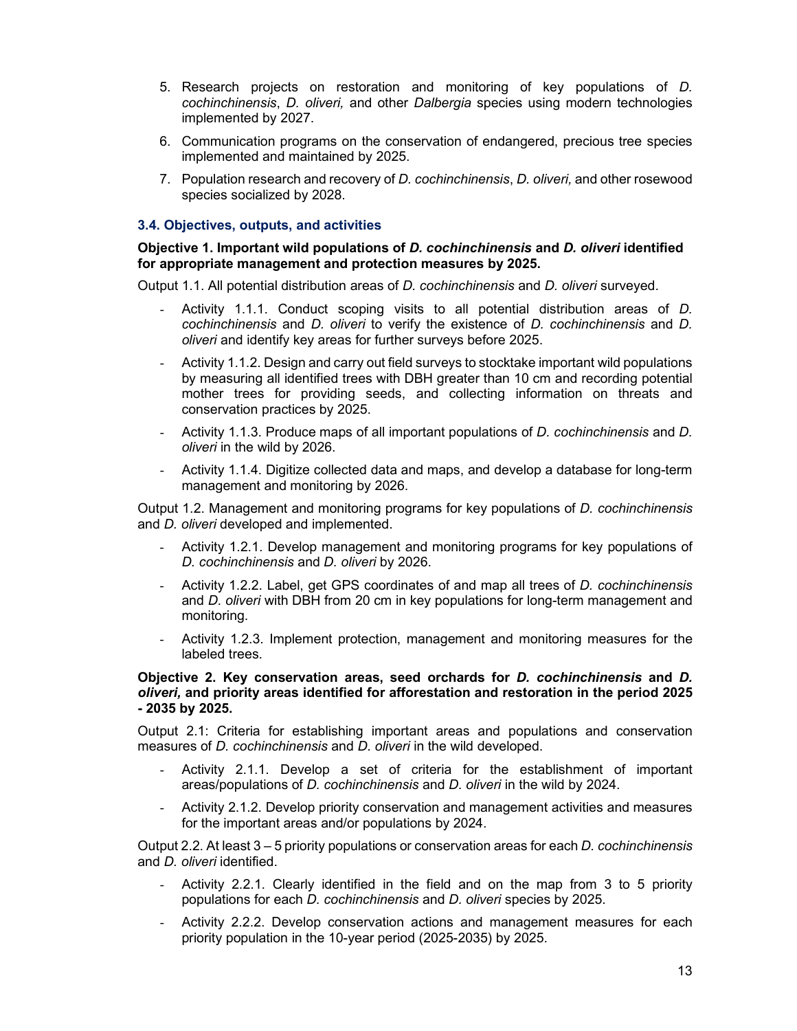5. Research projects on restoration and monitoring of key populations of *D. cochinchinensis*, *D. oliveri,* and other *Dalbergia* species using modern technologies implemented by 2027.
6. Communication programs on the conservation of endangered, precious tree species implemented and maintained by 2025.
7. Population research and recovery of *D. cochinchinensis*, *D. oliveri,* and other rosewood species socialized by 2028.

### 3.4. Objectives, outputs, and activities

**Objective 1. Important wild populations of *D. cochinchinensis* and *D. oliveri* identified for appropriate management and protection measures by 2025.**

Output 1.1. All potential distribution areas of *D. cochinchinensis* and *D. oliveri* surveyed.

- Activity 1.1.1. Conduct scoping visits to all potential distribution areas of *D. cochinchinensis* and *D. oliveri* to verify the existence of *D. cochinchinensis* and *D. oliveri* and identify key areas for further surveys before 2025.
- Activity 1.1.2. Design and carry out field surveys to stocktake important wild populations by measuring all identified trees with DBH greater than 10 cm and recording potential mother trees for providing seeds, and collecting information on threats and conservation practices by 2025.
- Activity 1.1.3. Produce maps of all important populations of *D. cochinchinensis* and *D. oliveri* in the wild by 2026.
- Activity 1.1.4. Digitize collected data and maps, and develop a database for long-term management and monitoring by 2026.

Output 1.2. Management and monitoring programs for key populations of *D. cochinchinensis* and *D. oliveri* developed and implemented.

- Activity 1.2.1. Develop management and monitoring programs for key populations of *D. cochinchinensis* and *D. oliveri* by 2026.
- Activity 1.2.2. Label, get GPS coordinates of and map all trees of *D. cochinchinensis* and *D. oliveri* with DBH from 20 cm in key populations for long-term management and monitoring.
- Activity 1.2.3. Implement protection, management and monitoring measures for the labeled trees.

**Objective 2. Key conservation areas, seed orchards for *D. cochinchinensis* and *D. oliveri,* and priority areas identified for afforestation and restoration in the period 2025 - 2035 by 2025.**

Output 2.1: Criteria for establishing important areas and populations and conservation measures of *D. cochinchinensis* and *D. oliveri* in the wild developed.

- Activity 2.1.1. Develop a set of criteria for the establishment of important areas/populations of *D. cochinchinensis* and *D. oliveri* in the wild by 2024.
- Activity 2.1.2. Develop priority conservation and management activities and measures for the important areas and/or populations by 2024.

Output 2.2. At least 3 – 5 priority populations or conservation areas for each *D. cochinchinensis* and *D. oliveri* identified.

- Activity 2.2.1. Clearly identified in the field and on the map from 3 to 5 priority populations for each *D. cochinchinensis* and *D. oliveri* species by 2025.
- Activity 2.2.2. Develop conservation actions and management measures for each priority population in the 10-year period (2025-2035) by 2025.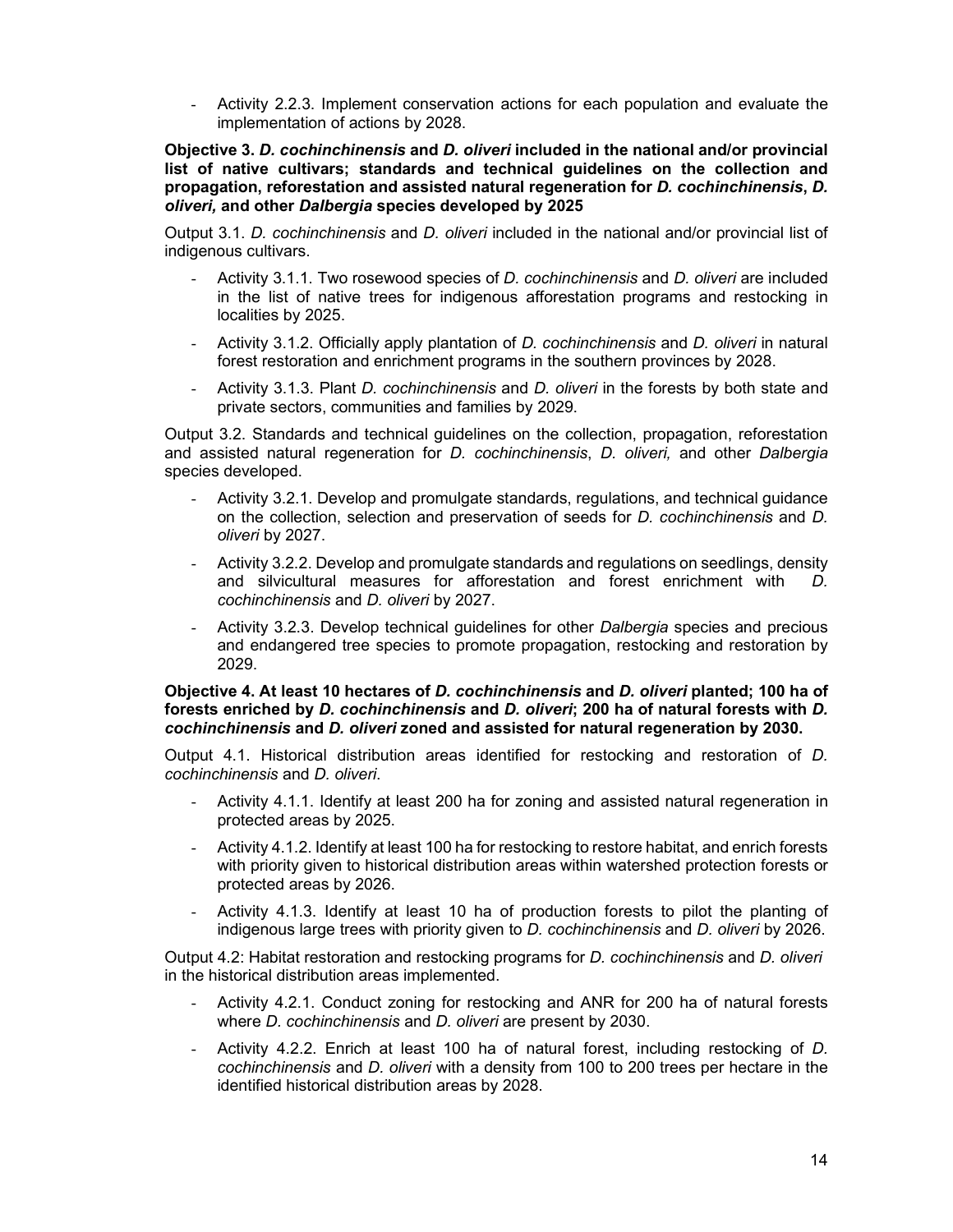- Activity 2.2.3. Implement conservation actions for each population and evaluate the implementation of actions by 2028.

**Objective 3. *D. cochinchinensis* and *D. oliveri* included in the national and/or provincial list of native cultivars; standards and technical guidelines on the collection and propagation, reforestation and assisted natural regeneration for *D. cochinchinensis*, *D. oliveri,* and other *Dalbergia* species developed by 2025**

Output 3.1. *D. cochinchinensis* and *D. oliveri* included in the national and/or provincial list of indigenous cultivars.

- Activity 3.1.1. Two rosewood species of *D. cochinchinensis* and *D. oliveri* are included in the list of native trees for indigenous afforestation programs and restocking in localities by 2025.
- Activity 3.1.2. Officially apply plantation of *D. cochinchinensis* and *D. oliveri* in natural forest restoration and enrichment programs in the southern provinces by 2028.
- Activity 3.1.3. Plant *D. cochinchinensis* and *D. oliveri* in the forests by both state and private sectors, communities and families by 2029.

Output 3.2. Standards and technical guidelines on the collection, propagation, reforestation and assisted natural regeneration for *D. cochinchinensis*, *D. oliveri,* and other *Dalbergia* species developed.

- Activity 3.2.1. Develop and promulgate standards, regulations, and technical guidance on the collection, selection and preservation of seeds for *D. cochinchinensis* and *D. oliveri* by 2027.
- Activity 3.2.2. Develop and promulgate standards and regulations on seedlings, density and silvicultural measures for afforestation and forest enrichment with *D. cochinchinensis* and *D. oliveri* by 2027.
- Activity 3.2.3. Develop technical guidelines for other *Dalbergia* species and precious and endangered tree species to promote propagation, restocking and restoration by 2029.

**Objective 4. At least 10 hectares of *D. cochinchinensis* and *D. oliveri* planted; 100 ha of forests enriched by *D. cochinchinensis* and *D. oliveri*; 200 ha of natural forests with *D. cochinchinensis* and *D. oliveri* zoned and assisted for natural regeneration by 2030.**

Output 4.1. Historical distribution areas identified for restocking and restoration of *D. cochinchinensis* and *D. oliveri*.

- Activity 4.1.1. Identify at least 200 ha for zoning and assisted natural regeneration in protected areas by 2025.
- Activity 4.1.2. Identify at least 100 ha for restocking to restore habitat, and enrich forests with priority given to historical distribution areas within watershed protection forests or protected areas by 2026.
- Activity 4.1.3. Identify at least 10 ha of production forests to pilot the planting of indigenous large trees with priority given to *D. cochinchinensis* and *D. oliveri* by 2026.

Output 4.2: Habitat restoration and restocking programs for *D. cochinchinensis* and *D. oliveri* in the historical distribution areas implemented.

- Activity 4.2.1. Conduct zoning for restocking and ANR for 200 ha of natural forests where *D. cochinchinensis* and *D. oliveri* are present by 2030.
- Activity 4.2.2. Enrich at least 100 ha of natural forest, including restocking of *D. cochinchinensis* and *D. oliveri* with a density from 100 to 200 trees per hectare in the identified historical distribution areas by 2028.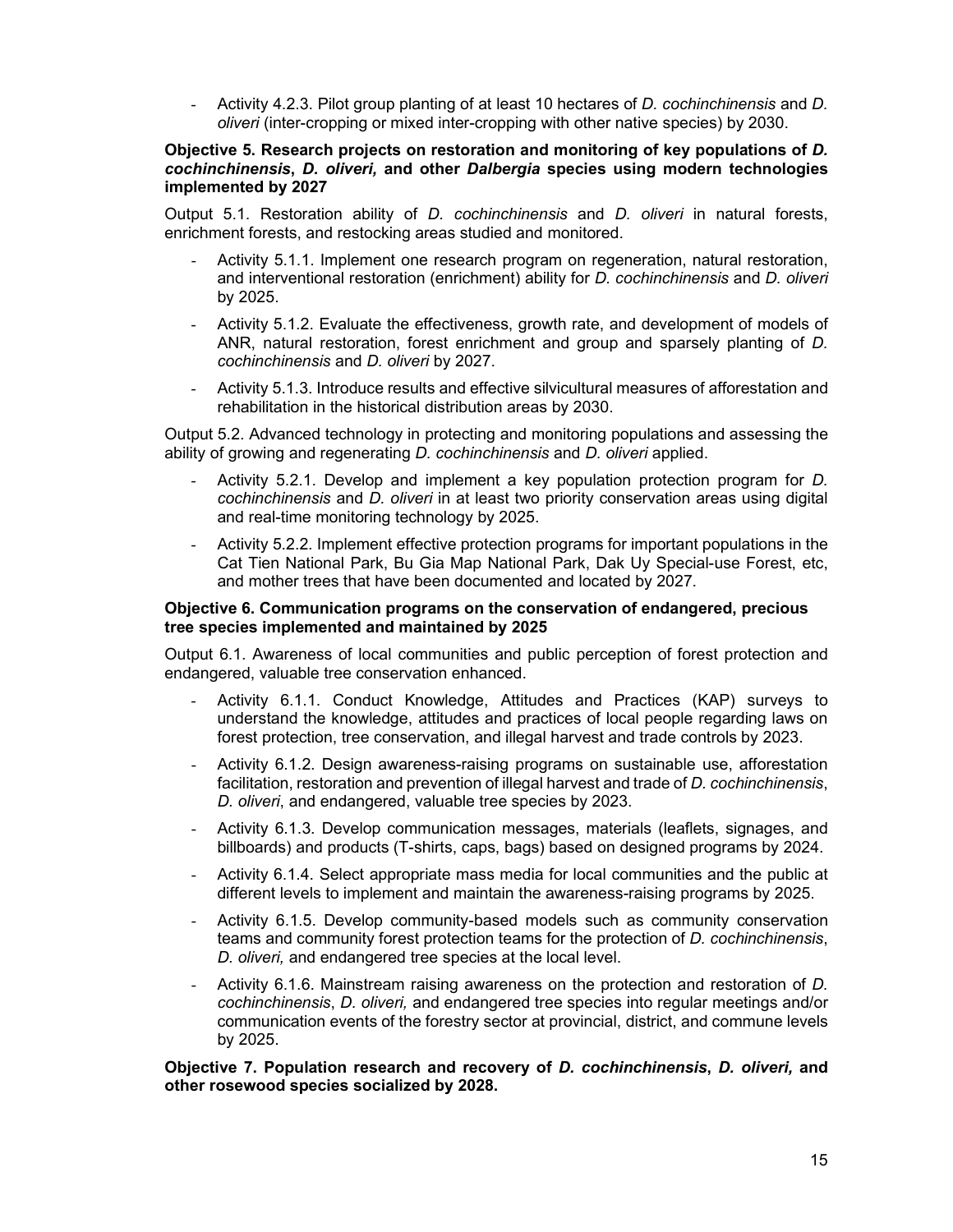- Activity 4.2.3. Pilot group planting of at least 10 hectares of *D. cochinchinensis* and *D. oliveri* (inter-cropping or mixed inter-cropping with other native species) by 2030.

**Objective 5. Research projects on restoration and monitoring of key populations of *D. cochinchinensis*, *D. oliveri,* and other *Dalbergia* species using modern technologies implemented by 2027**

Output 5.1. Restoration ability of *D. cochinchinensis* and *D. oliveri* in natural forests, enrichment forests, and restocking areas studied and monitored.

- Activity 5.1.1. Implement one research program on regeneration, natural restoration, and interventional restoration (enrichment) ability for *D. cochinchinensis* and *D. oliveri* by 2025.
- Activity 5.1.2. Evaluate the effectiveness, growth rate, and development of models of ANR, natural restoration, forest enrichment and group and sparsely planting of *D. cochinchinensis* and *D. oliveri* by 2027.
- Activity 5.1.3. Introduce results and effective silvicultural measures of afforestation and rehabilitation in the historical distribution areas by 2030.

Output 5.2. Advanced technology in protecting and monitoring populations and assessing the ability of growing and regenerating *D. cochinchinensis* and *D. oliveri* applied.

- Activity 5.2.1. Develop and implement a key population protection program for *D. cochinchinensis* and *D. oliveri* in at least two priority conservation areas using digital and real-time monitoring technology by 2025.
- Activity 5.2.2. Implement effective protection programs for important populations in the Cat Tien National Park, Bu Gia Map National Park, Dak Uy Special-use Forest, etc, and mother trees that have been documented and located by 2027.

**Objective 6. Communication programs on the conservation of endangered, precious tree species implemented and maintained by 2025**

Output 6.1. Awareness of local communities and public perception of forest protection and endangered, valuable tree conservation enhanced.

- Activity 6.1.1. Conduct Knowledge, Attitudes and Practices (KAP) surveys to understand the knowledge, attitudes and practices of local people regarding laws on forest protection, tree conservation, and illegal harvest and trade controls by 2023.
- Activity 6.1.2. Design awareness-raising programs on sustainable use, afforestation facilitation, restoration and prevention of illegal harvest and trade of *D. cochinchinensis*, *D. oliveri*, and endangered, valuable tree species by 2023.
- Activity 6.1.3. Develop communication messages, materials (leaflets, signages, and billboards) and products (T-shirts, caps, bags) based on designed programs by 2024.
- Activity 6.1.4. Select appropriate mass media for local communities and the public at different levels to implement and maintain the awareness-raising programs by 2025.
- Activity 6.1.5. Develop community-based models such as community conservation teams and community forest protection teams for the protection of *D. cochinchinensis*, *D. oliveri,* and endangered tree species at the local level.
- Activity 6.1.6. Mainstream raising awareness on the protection and restoration of *D. cochinchinensis*, *D. oliveri,* and endangered tree species into regular meetings and/or communication events of the forestry sector at provincial, district, and commune levels by 2025.

**Objective 7. Population research and recovery of *D. cochinchinensis*, *D. oliveri,* and other rosewood species socialized by 2028.**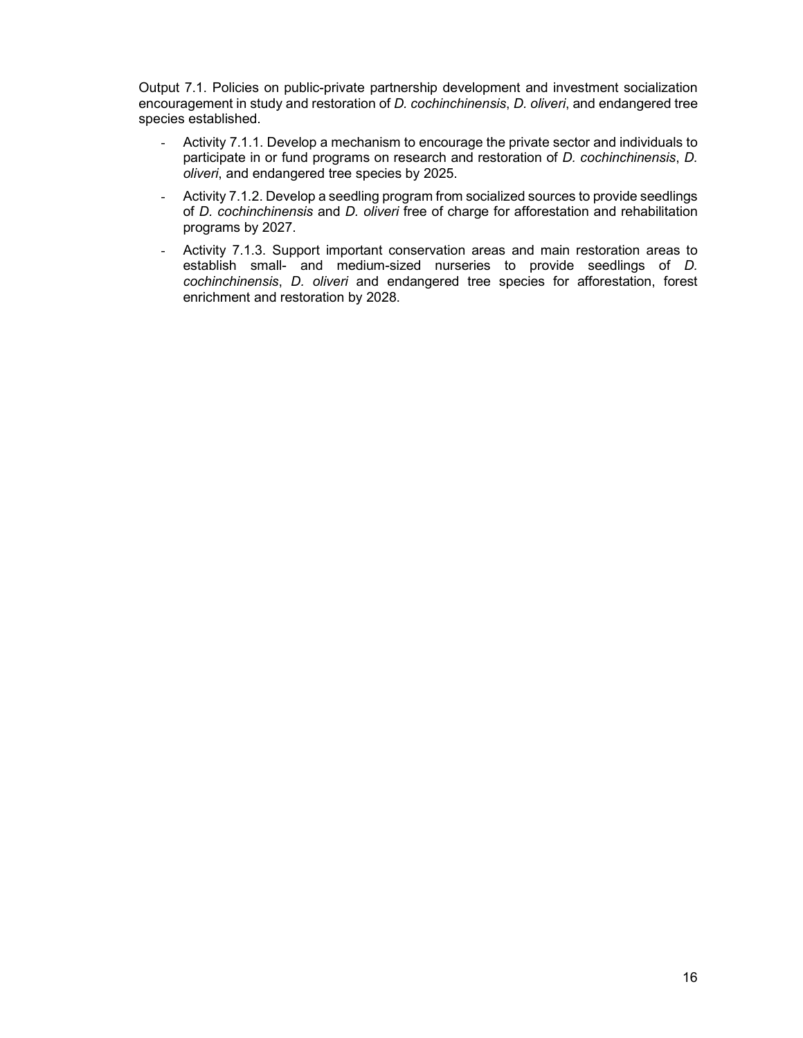Output 7.1. Policies on public-private partnership development and investment socialization encouragement in study and restoration of *D. cochinchinensis*, *D. oliveri*, and endangered tree species established.

- Activity 7.1.1. Develop a mechanism to encourage the private sector and individuals to participate in or fund programs on research and restoration of *D. cochinchinensis*, *D. oliveri*, and endangered tree species by 2025.
- Activity 7.1.2. Develop a seedling program from socialized sources to provide seedlings of *D. cochinchinensis* and *D. oliveri* free of charge for afforestation and rehabilitation programs by 2027.
- Activity 7.1.3. Support important conservation areas and main restoration areas to establish small- and medium-sized nurseries to provide seedlings of *D. cochinchinensis*, *D. oliveri* and endangered tree species for afforestation, forest enrichment and restoration by 2028.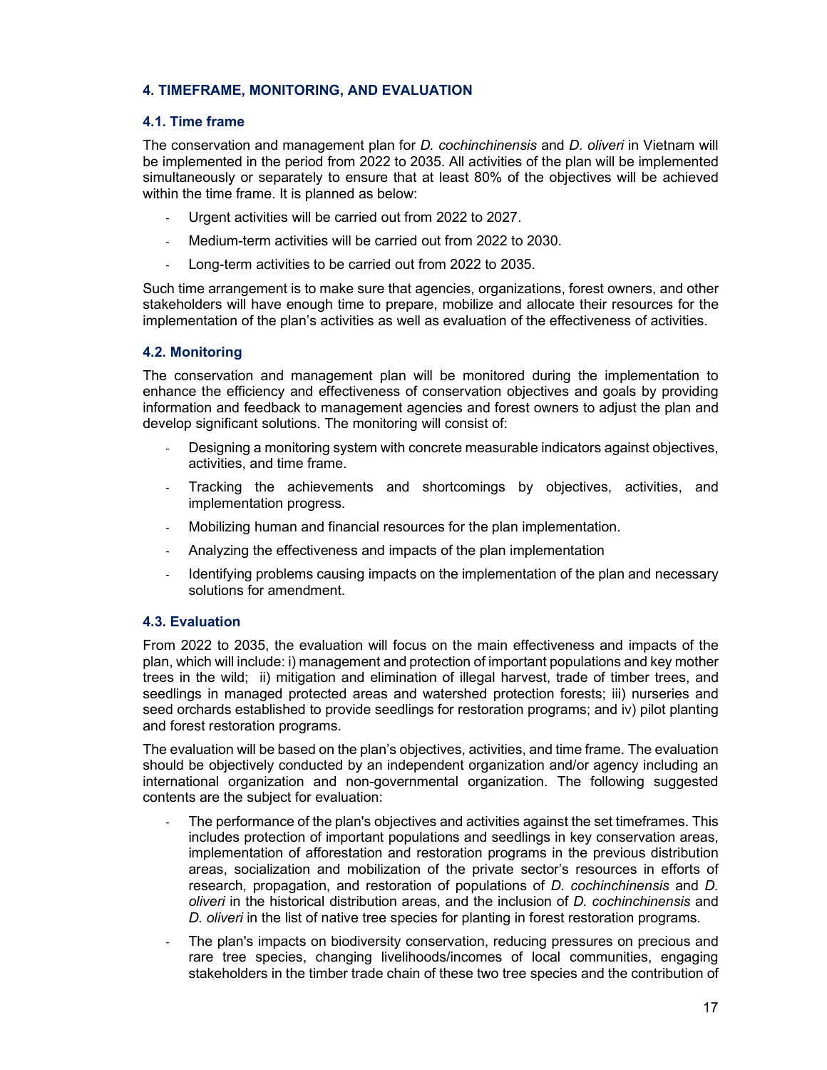## 4. TIMEFRAME, MONITORING, AND EVALUATION

### 4.1. Time frame

The conservation and management plan for *D. cochinchinensis* and *D. oliveri* in Vietnam will be implemented in the period from 2022 to 2035. All activities of the plan will be implemented simultaneously or separately to ensure that at least 80% of the objectives will be achieved within the time frame. It is planned as below:

- Urgent activities will be carried out from 2022 to 2027.
- Medium-term activities will be carried out from 2022 to 2030.
- Long-term activities to be carried out from 2022 to 2035.

Such time arrangement is to make sure that agencies, organizations, forest owners, and other stakeholders will have enough time to prepare, mobilize and allocate their resources for the implementation of the plan's activities as well as evaluation of the effectiveness of activities.

### 4.2. Monitoring

The conservation and management plan will be monitored during the implementation to enhance the efficiency and effectiveness of conservation objectives and goals by providing information and feedback to management agencies and forest owners to adjust the plan and develop significant solutions. The monitoring will consist of:

- Designing a monitoring system with concrete measurable indicators against objectives, activities, and time frame.
- Tracking the achievements and shortcomings by objectives, activities, and implementation progress.
- Mobilizing human and financial resources for the plan implementation.
- Analyzing the effectiveness and impacts of the plan implementation
- Identifying problems causing impacts on the implementation of the plan and necessary solutions for amendment.

### 4.3. Evaluation

From 2022 to 2035, the evaluation will focus on the main effectiveness and impacts of the plan, which will include: i) management and protection of important populations and key mother trees in the wild; ii) mitigation and elimination of illegal harvest, trade of timber trees, and seedlings in managed protected areas and watershed protection forests; iii) nurseries and seed orchards established to provide seedlings for restoration programs; and iv) pilot planting and forest restoration programs.

The evaluation will be based on the plan's objectives, activities, and time frame. The evaluation should be objectively conducted by an independent organization and/or agency including an international organization and non-governmental organization. The following suggested contents are the subject for evaluation:

- The performance of the plan's objectives and activities against the set timeframes. This includes protection of important populations and seedlings in key conservation areas, implementation of afforestation and restoration programs in the previous distribution areas, socialization and mobilization of the private sector's resources in efforts of research, propagation, and restoration of populations of *D. cochinchinensis* and *D. oliveri* in the historical distribution areas, and the inclusion of *D. cochinchinensis* and *D. oliveri* in the list of native tree species for planting in forest restoration programs.
- The plan's impacts on biodiversity conservation, reducing pressures on precious and rare tree species, changing livelihoods/incomes of local communities, engaging stakeholders in the timber trade chain of these two tree species and the contribution of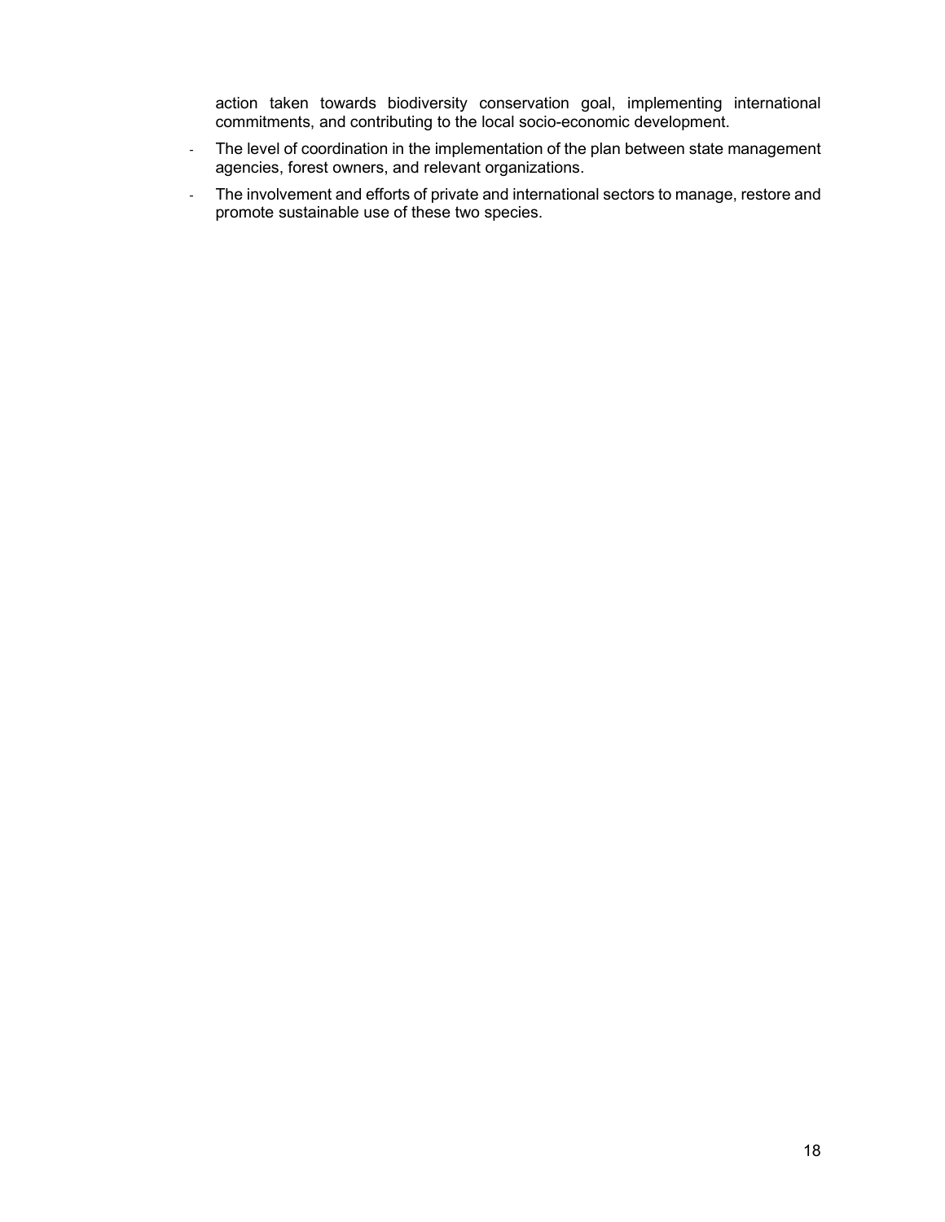action taken towards biodiversity conservation goal, implementing international commitments, and contributing to the local socio-economic development.

- The level of coordination in the implementation of the plan between state management agencies, forest owners, and relevant organizations.
- The involvement and efforts of private and international sectors to manage, restore and promote sustainable use of these two species.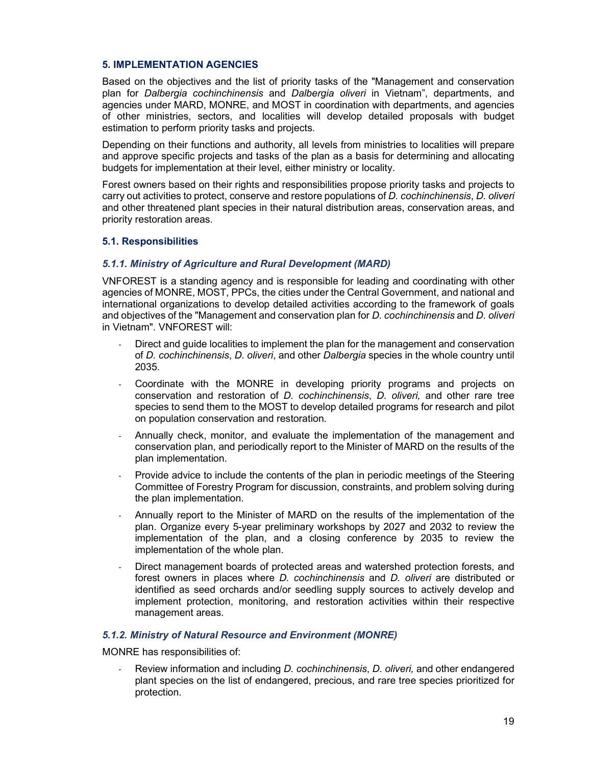## 5. IMPLEMENTATION AGENCIES

Based on the objectives and the list of priority tasks of the "Management and conservation plan for *Dalbergia cochinchinensis* and *Dalbergia oliveri* in Vietnam", departments, and agencies under MARD, MONRE, and MOST in coordination with departments, and agencies of other ministries, sectors, and localities will develop detailed proposals with budget estimation to perform priority tasks and projects.

Depending on their functions and authority, all levels from ministries to localities will prepare and approve specific projects and tasks of the plan as a basis for determining and allocating budgets for implementation at their level, either ministry or locality.

Forest owners based on their rights and responsibilities propose priority tasks and projects to carry out activities to protect, conserve and restore populations of *D. cochinchinensis*, *D. oliveri* and other threatened plant species in their natural distribution areas, conservation areas, and priority restoration areas.

### 5.1. Responsibilities

#### *5.1.1. Ministry of Agriculture and Rural Development (MARD)*

VNFOREST is a standing agency and is responsible for leading and coordinating with other agencies of MONRE, MOST, PPCs, the cities under the Central Government, and national and international organizations to develop detailed activities according to the framework of goals and objectives of the "Management and conservation plan for *D. cochinchinensis* and *D. oliveri* in Vietnam". VNFOREST will:

- Direct and guide localities to implement the plan for the management and conservation of *D. cochinchinensis*, *D. oliveri*, and other *Dalbergia* species in the whole country until 2035.
- Coordinate with the MONRE in developing priority programs and projects on conservation and restoration of *D. cochinchinensis*, *D. oliveri,* and other rare tree species to send them to the MOST to develop detailed programs for research and pilot on population conservation and restoration.
- Annually check, monitor, and evaluate the implementation of the management and conservation plan, and periodically report to the Minister of MARD on the results of the plan implementation.
- Provide advice to include the contents of the plan in periodic meetings of the Steering Committee of Forestry Program for discussion, constraints, and problem solving during the plan implementation.
- Annually report to the Minister of MARD on the results of the implementation of the plan. Organize every 5-year preliminary workshops by 2027 and 2032 to review the implementation of the plan, and a closing conference by 2035 to review the implementation of the whole plan.
- Direct management boards of protected areas and watershed protection forests, and forest owners in places where *D. cochinchinensis* and *D. oliveri* are distributed or identified as seed orchards and/or seedling supply sources to actively develop and implement protection, monitoring, and restoration activities within their respective management areas.

#### *5.1.2. Ministry of Natural Resource and Environment (MONRE)*

MONRE has responsibilities of:

- Review information and including *D. cochinchinensis*, *D. oliveri,* and other endangered plant species on the list of endangered, precious, and rare tree species prioritized for protection.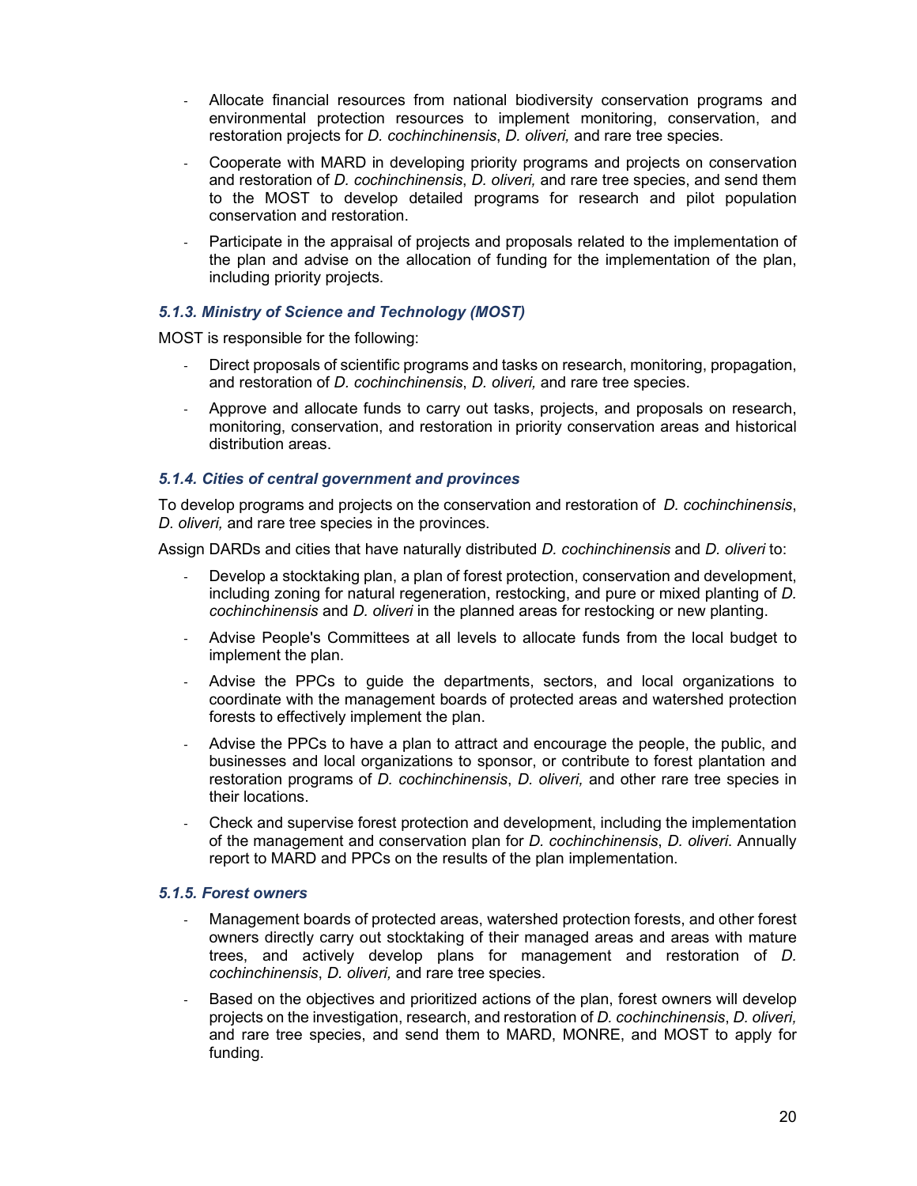- Allocate financial resources from national biodiversity conservation programs and environmental protection resources to implement monitoring, conservation, and restoration projects for *D. cochinchinensis*, *D. oliveri,* and rare tree species.
- Cooperate with MARD in developing priority programs and projects on conservation and restoration of *D. cochinchinensis*, *D. oliveri,* and rare tree species, and send them to the MOST to develop detailed programs for research and pilot population conservation and restoration.
- Participate in the appraisal of projects and proposals related to the implementation of the plan and advise on the allocation of funding for the implementation of the plan, including priority projects.

#### *5.1.3. Ministry of Science and Technology (MOST)*

MOST is responsible for the following:

- Direct proposals of scientific programs and tasks on research, monitoring, propagation, and restoration of *D. cochinchinensis*, *D. oliveri,* and rare tree species.
- Approve and allocate funds to carry out tasks, projects, and proposals on research, monitoring, conservation, and restoration in priority conservation areas and historical distribution areas.

#### *5.1.4. Cities of central government and provinces*

To develop programs and projects on the conservation and restoration of *D. cochinchinensis*, *D. oliveri,* and rare tree species in the provinces.

Assign DARDs and cities that have naturally distributed *D. cochinchinensis* and *D. oliveri* to:

- Develop a stocktaking plan, a plan of forest protection, conservation and development, including zoning for natural regeneration, restocking, and pure or mixed planting of *D. cochinchinensis* and *D. oliveri* in the planned areas for restocking or new planting.
- Advise People's Committees at all levels to allocate funds from the local budget to implement the plan.
- Advise the PPCs to guide the departments, sectors, and local organizations to coordinate with the management boards of protected areas and watershed protection forests to effectively implement the plan.
- Advise the PPCs to have a plan to attract and encourage the people, the public, and businesses and local organizations to sponsor, or contribute to forest plantation and restoration programs of *D. cochinchinensis*, *D. oliveri,* and other rare tree species in their locations.
- Check and supervise forest protection and development, including the implementation of the management and conservation plan for *D. cochinchinensis*, *D. oliveri*. Annually report to MARD and PPCs on the results of the plan implementation.

#### *5.1.5. Forest owners*

- Management boards of protected areas, watershed protection forests, and other forest owners directly carry out stocktaking of their managed areas and areas with mature trees, and actively develop plans for management and restoration of *D. cochinchinensis*, *D. oliveri,* and rare tree species.
- Based on the objectives and prioritized actions of the plan, forest owners will develop projects on the investigation, research, and restoration of *D. cochinchinensis*, *D. oliveri,* and rare tree species, and send them to MARD, MONRE, and MOST to apply for funding.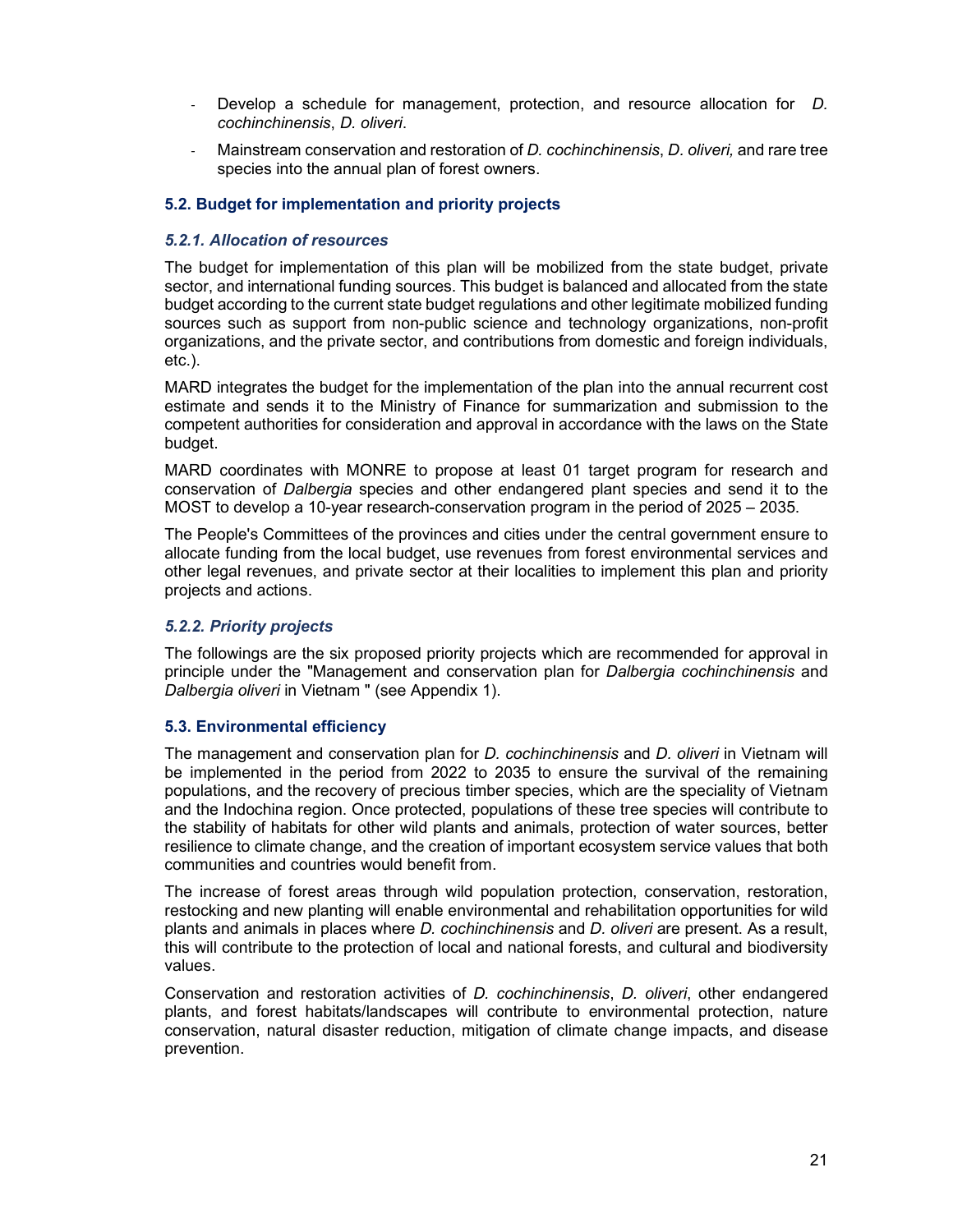- Develop a schedule for management, protection, and resource allocation for *D. cochinchinensis*, *D. oliveri*.
- Mainstream conservation and restoration of *D. cochinchinensis*, *D. oliveri,* and rare tree species into the annual plan of forest owners.

### 5.2. Budget for implementation and priority projects

#### *5.2.1. Allocation of resources*

The budget for implementation of this plan will be mobilized from the state budget, private sector, and international funding sources. This budget is balanced and allocated from the state budget according to the current state budget regulations and other legitimate mobilized funding sources such as support from non-public science and technology organizations, non-profit organizations, and the private sector, and contributions from domestic and foreign individuals, etc.).

MARD integrates the budget for the implementation of the plan into the annual recurrent cost estimate and sends it to the Ministry of Finance for summarization and submission to the competent authorities for consideration and approval in accordance with the laws on the State budget.

MARD coordinates with MONRE to propose at least 01 target program for research and conservation of *Dalbergia* species and other endangered plant species and send it to the MOST to develop a 10-year research-conservation program in the period of 2025 – 2035.

The People's Committees of the provinces and cities under the central government ensure to allocate funding from the local budget, use revenues from forest environmental services and other legal revenues, and private sector at their localities to implement this plan and priority projects and actions.

#### *5.2.2. Priority projects*

The followings are the six proposed priority projects which are recommended for approval in principle under the "Management and conservation plan for *Dalbergia cochinchinensis* and *Dalbergia oliveri* in Vietnam " (see Appendix 1).

### 5.3. Environmental efficiency

The management and conservation plan for *D. cochinchinensis* and *D. oliveri* in Vietnam will be implemented in the period from 2022 to 2035 to ensure the survival of the remaining populations, and the recovery of precious timber species, which are the speciality of Vietnam and the Indochina region. Once protected, populations of these tree species will contribute to the stability of habitats for other wild plants and animals, protection of water sources, better resilience to climate change, and the creation of important ecosystem service values that both communities and countries would benefit from.

The increase of forest areas through wild population protection, conservation, restoration, restocking and new planting will enable environmental and rehabilitation opportunities for wild plants and animals in places where *D. cochinchinensis* and *D. oliveri* are present. As a result, this will contribute to the protection of local and national forests, and cultural and biodiversity values.

Conservation and restoration activities of *D. cochinchinensis*, *D. oliveri*, other endangered plants, and forest habitats/landscapes will contribute to environmental protection, nature conservation, natural disaster reduction, mitigation of climate change impacts, and disease prevention.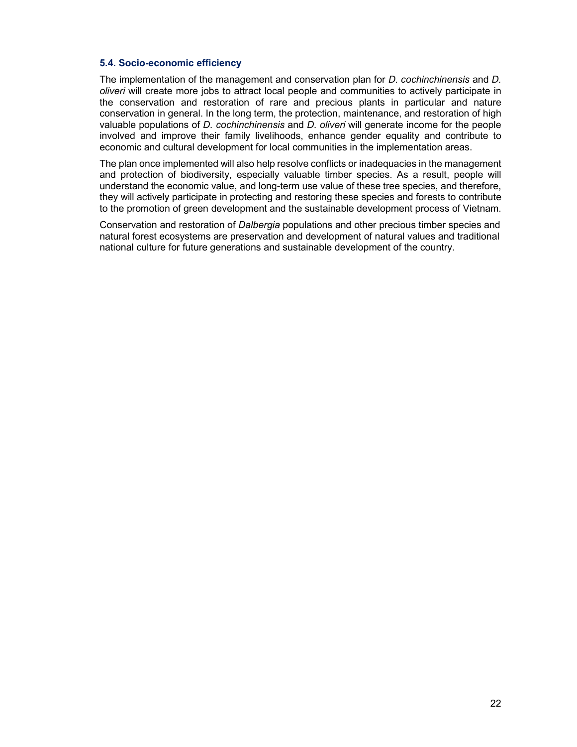### 5.4. Socio-economic efficiency

The implementation of the management and conservation plan for *D. cochinchinensis* and *D. oliveri* will create more jobs to attract local people and communities to actively participate in the conservation and restoration of rare and precious plants in particular and nature conservation in general. In the long term, the protection, maintenance, and restoration of high valuable populations of *D. cochinchinensis* and *D. oliveri* will generate income for the people involved and improve their family livelihoods, enhance gender equality and contribute to economic and cultural development for local communities in the implementation areas.

The plan once implemented will also help resolve conflicts or inadequacies in the management and protection of biodiversity, especially valuable timber species. As a result, people will understand the economic value, and long-term use value of these tree species, and therefore, they will actively participate in protecting and restoring these species and forests to contribute to the promotion of green development and the sustainable development process of Vietnam.

Conservation and restoration of *Dalbergia* populations and other precious timber species and natural forest ecosystems are preservation and development of natural values and traditional national culture for future generations and sustainable development of the country.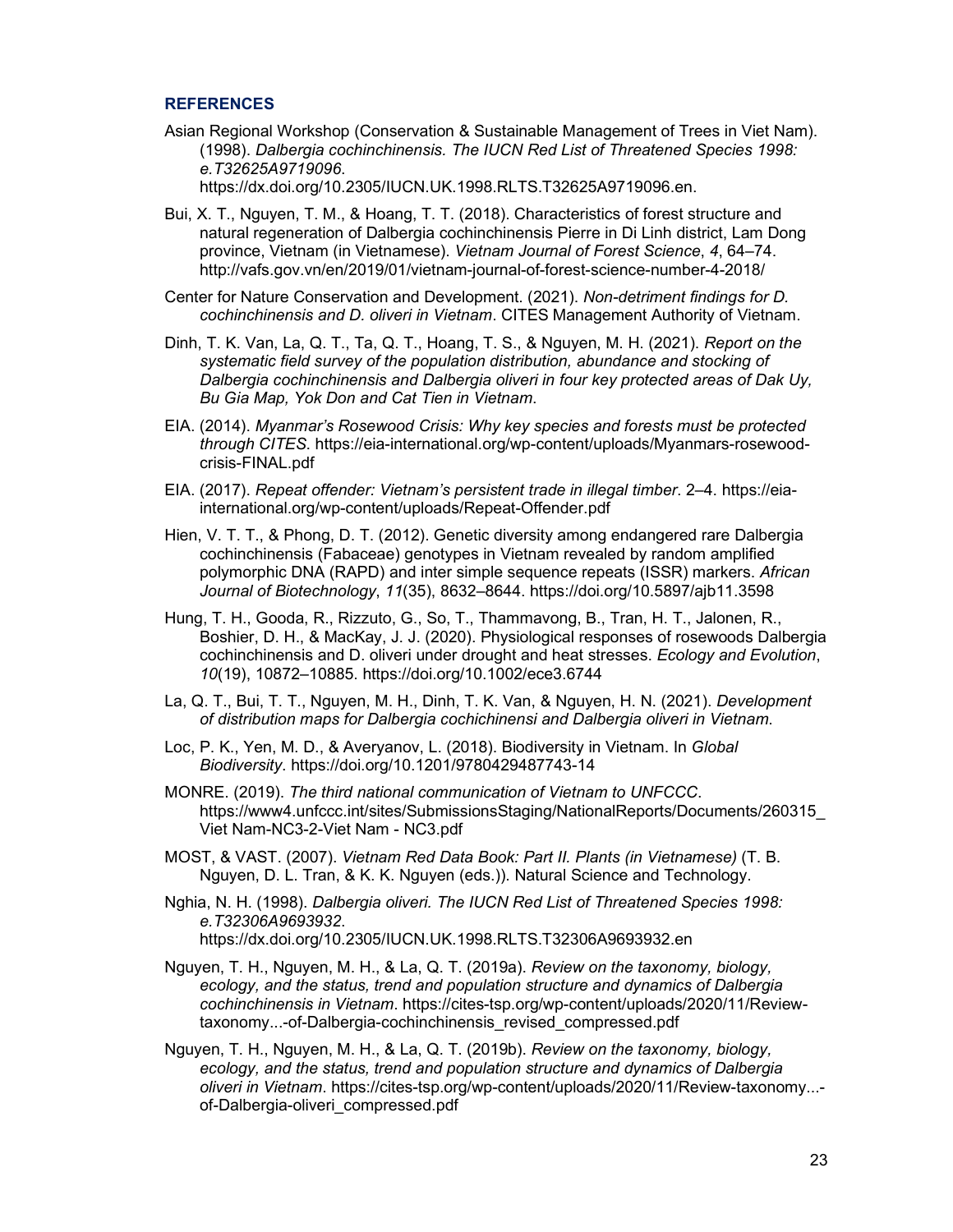## REFERENCES

Asian Regional Workshop (Conservation & Sustainable Management of Trees in Viet Nam). (1998). *Dalbergia cochinchinensis. The IUCN Red List of Threatened Species 1998: e.T32625A9719096*. https://dx.doi.org/10.2305/IUCN.UK.1998.RLTS.T32625A9719096.en.

Bui, X. T., Nguyen, T. M., & Hoang, T. T. (2018). Characteristics of forest structure and natural regeneration of Dalbergia cochinchinensis Pierre in Di Linh district, Lam Dong province, Vietnam (in Vietnamese). *Vietnam Journal of Forest Science*, *4*, 64–74. http://vafs.gov.vn/en/2019/01/vietnam-journal-of-forest-science-number-4-2018/

Center for Nature Conservation and Development. (2021). *Non-detriment findings for D. cochinchinensis and D. oliveri in Vietnam*. CITES Management Authority of Vietnam.

Dinh, T. K. Van, La, Q. T., Ta, Q. T., Hoang, T. S., & Nguyen, M. H. (2021). *Report on the systematic field survey of the population distribution, abundance and stocking of Dalbergia cochinchinensis and Dalbergia oliveri in four key protected areas of Dak Uy, Bu Gia Map, Yok Don and Cat Tien in Vietnam*.

EIA. (2014). *Myanmar's Rosewood Crisis: Why key species and forests must be protected through CITES*. https://eia-international.org/wp-content/uploads/Myanmars-rosewood-crisis-FINAL.pdf

EIA. (2017). *Repeat offender: Vietnam's persistent trade in illegal timber*. 2–4. https://eia-international.org/wp-content/uploads/Repeat-Offender.pdf

Hien, V. T. T., & Phong, D. T. (2012). Genetic diversity among endangered rare Dalbergia cochinchinensis (Fabaceae) genotypes in Vietnam revealed by random amplified polymorphic DNA (RAPD) and inter simple sequence repeats (ISSR) markers. *African Journal of Biotechnology*, *11*(35), 8632–8644. https://doi.org/10.5897/ajb11.3598

Hung, T. H., Gooda, R., Rizzuto, G., So, T., Thammavong, B., Tran, H. T., Jalonen, R., Boshier, D. H., & MacKay, J. J. (2020). Physiological responses of rosewoods Dalbergia cochinchinensis and D. oliveri under drought and heat stresses. *Ecology and Evolution*, *10*(19), 10872–10885. https://doi.org/10.1002/ece3.6744

La, Q. T., Bui, T. T., Nguyen, M. H., Dinh, T. K. Van, & Nguyen, H. N. (2021). *Development of distribution maps for Dalbergia cochichinensi and Dalbergia oliveri in Vietnam*.

Loc, P. K., Yen, M. D., & Averyanov, L. (2018). Biodiversity in Vietnam. In *Global Biodiversity*. https://doi.org/10.1201/9780429487743-14

MONRE. (2019). *The third national communication of Vietnam to UNFCCC*. https://www4.unfccc.int/sites/SubmissionsStaging/NationalReports/Documents/260315_Viet Nam-NC3-2-Viet Nam - NC3.pdf

MOST, & VAST. (2007). *Vietnam Red Data Book: Part II. Plants (in Vietnamese)* (T. B. Nguyen, D. L. Tran, & K. K. Nguyen (eds.)). Natural Science and Technology.

Nghia, N. H. (1998). *Dalbergia oliveri. The IUCN Red List of Threatened Species 1998: e.T32306A9693932*. https://dx.doi.org/10.2305/IUCN.UK.1998.RLTS.T32306A9693932.en

Nguyen, T. H., Nguyen, M. H., & La, Q. T. (2019a). *Review on the taxonomy, biology, ecology, and the status, trend and population structure and dynamics of Dalbergia cochinchinensis in Vietnam*. https://cites-tsp.org/wp-content/uploads/2020/11/Review-taxonomy...-of-Dalbergia-cochinchinensis_revised_compressed.pdf

Nguyen, T. H., Nguyen, M. H., & La, Q. T. (2019b). *Review on the taxonomy, biology, ecology, and the status, trend and population structure and dynamics of Dalbergia oliveri in Vietnam*. https://cites-tsp.org/wp-content/uploads/2020/11/Review-taxonomy...-of-Dalbergia-oliveri_compressed.pdf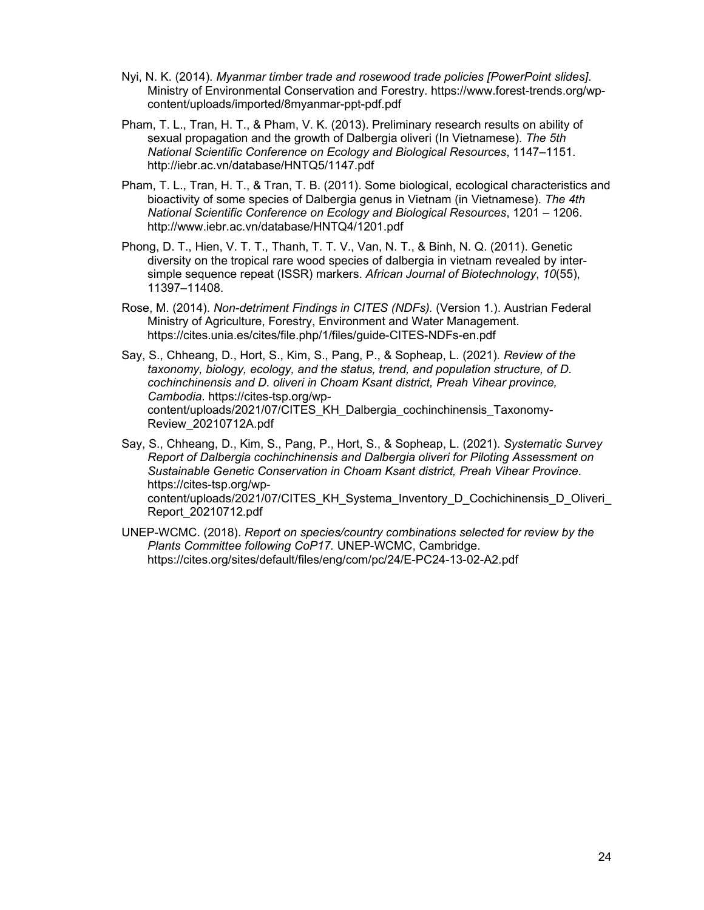Nyi, N. K. (2014). *Myanmar timber trade and rosewood trade policies [PowerPoint slides]*. Ministry of Environmental Conservation and Forestry. https://www.forest-trends.org/wp-content/uploads/imported/8myanmar-ppt-pdf.pdf

Pham, T. L., Tran, H. T., & Pham, V. K. (2013). Preliminary research results on ability of sexual propagation and the growth of Dalbergia oliveri (In Vietnamese). *The 5th National Scientific Conference on Ecology and Biological Resources*, 1147–1151. http://iebr.ac.vn/database/HNTQ5/1147.pdf

Pham, T. L., Tran, H. T., & Tran, T. B. (2011). Some biological, ecological characteristics and bioactivity of some species of Dalbergia genus in Vietnam (in Vietnamese). *The 4th National Scientific Conference on Ecology and Biological Resources*, 1201 – 1206. http://www.iebr.ac.vn/database/HNTQ4/1201.pdf

Phong, D. T., Hien, V. T. T., Thanh, T. T. V., Van, N. T., & Binh, N. Q. (2011). Genetic diversity on the tropical rare wood species of dalbergia in vietnam revealed by inter-simple sequence repeat (ISSR) markers. *African Journal of Biotechnology*, *10*(55), 11397–11408.

Rose, M. (2014). *Non-detriment Findings in CITES (NDFs).* (Version 1.). Austrian Federal Ministry of Agriculture, Forestry, Environment and Water Management. https://cites.unia.es/cites/file.php/1/files/guide-CITES-NDFs-en.pdf

Say, S., Chheang, D., Hort, S., Kim, S., Pang, P., & Sopheap, L. (2021). *Review of the taxonomy, biology, ecology, and the status, trend, and population structure, of D. cochinchinensis and D. oliveri in Choam Ksant district, Preah Vihear province, Cambodia*. https://cites-tsp.org/wp-content/uploads/2021/07/CITES_KH_Dalbergia_cochinchinensis_Taxonomy-Review_20210712A.pdf

Say, S., Chheang, D., Kim, S., Pang, P., Hort, S., & Sopheap, L. (2021). *Systematic Survey Report of Dalbergia cochinchinensis and Dalbergia oliveri for Piloting Assessment on Sustainable Genetic Conservation in Choam Ksant district, Preah Vihear Province*. https://cites-tsp.org/wp-content/uploads/2021/07/CITES_KH_Systema_Inventory_D_Cochichinensis_D_Oliveri_Report_20210712.pdf

UNEP-WCMC. (2018). *Report on species/country combinations selected for review by the Plants Committee following CoP17.* UNEP-WCMC, Cambridge. https://cites.org/sites/default/files/eng/com/pc/24/E-PC24-13-02-A2.pdf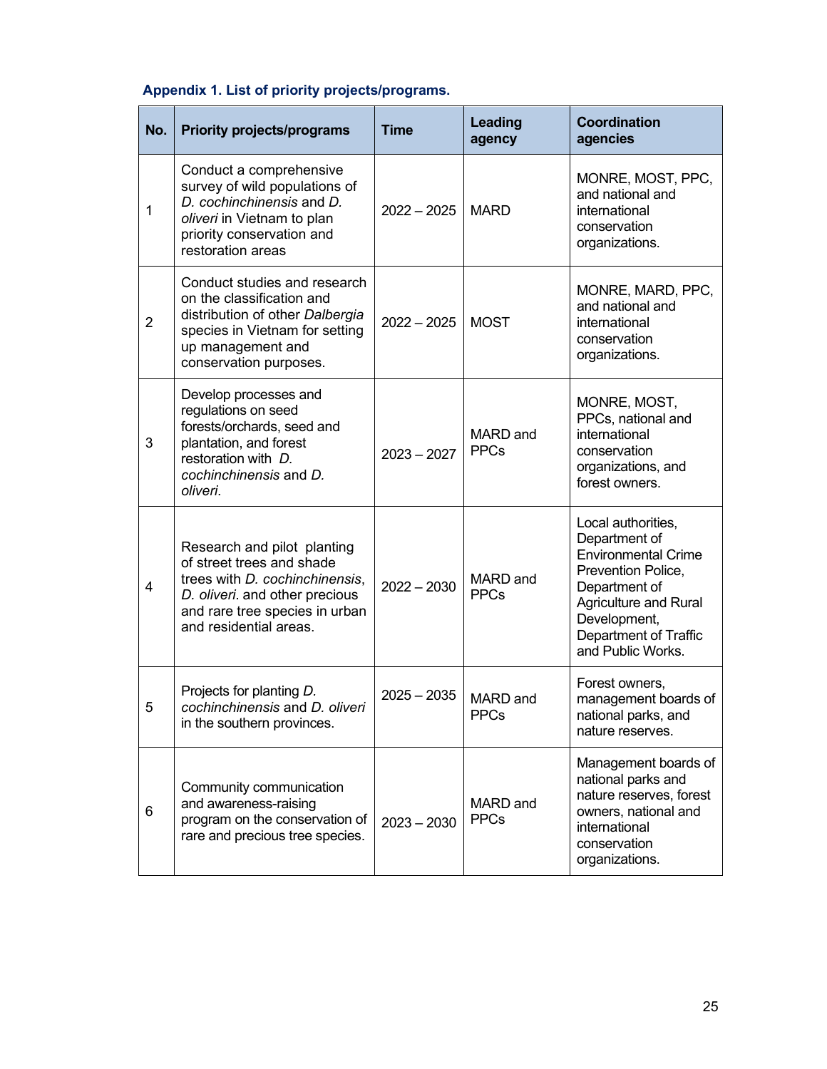**Appendix 1. List of priority projects/programs.**

| No. | Priority projects/programs | Time | Leading agency | Coordination agencies |
|---|---|---|---|---|
| 1 | Conduct a comprehensive survey of wild populations of *D. cochinchinensis* and *D. oliveri* in Vietnam to plan priority conservation and restoration areas | 2022 – 2025 | MARD | MONRE, MOST, PPC, and national and international conservation organizations. |
| 2 | Conduct studies and research on the classification and distribution of other *Dalbergia* species in Vietnam for setting up management and conservation purposes. | 2022 – 2025 | MOST | MONRE, MARD, PPC, and national and international conservation organizations. |
| 3 | Develop processes and regulations on seed forests/orchards, seed and plantation, and forest restoration with *D. cochinchinensis* and *D. oliveri*. | 2023 – 2027 | MARD and PPCs | MONRE, MOST, PPCs, national and international conservation organizations, and forest owners. |
| 4 | Research and pilot planting of street trees and shade trees with *D. cochinchinensis*, *D. oliveri*. and other precious and rare tree species in urban and residential areas. | 2022 – 2030 | MARD and PPCs | Local authorities, Department of Environmental Crime Prevention Police, Department of Agriculture and Rural Development, Department of Traffic and Public Works. |
| 5 | Projects for planting *D. cochinchinensis* and *D. oliveri* in the southern provinces. | 2025 – 2035 | MARD and PPCs | Forest owners, management boards of national parks, and nature reserves. |
| 6 | Community communication and awareness-raising program on the conservation of rare and precious tree species. | 2023 – 2030 | MARD and PPCs | Management boards of national parks and nature reserves, forest owners, national and international conservation organizations. |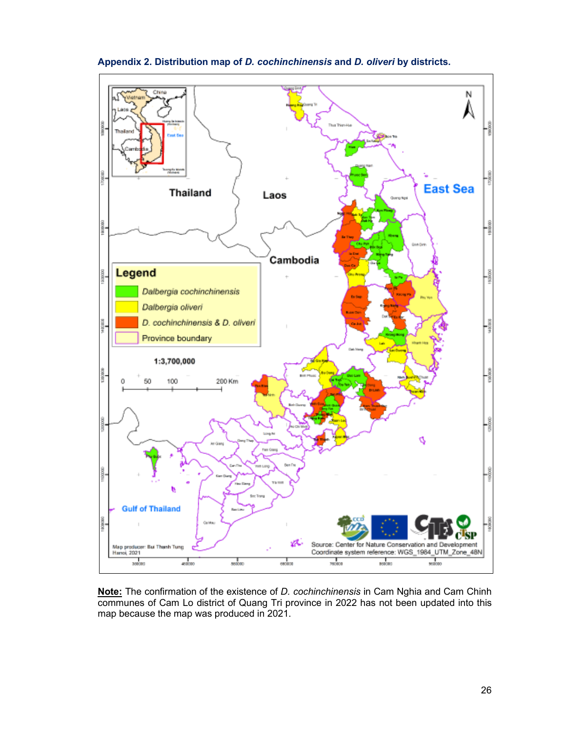**Appendix 2. Distribution map of *D. cochinchinensis* and *D. oliveri* by districts.**

**Note:** The confirmation of the existence of *D. cochinchinensis* in Cam Nghia and Cam Chinh communes of Cam Lo district of Quang Tri province in 2022 has not been updated into this map because the map was produced in 2021.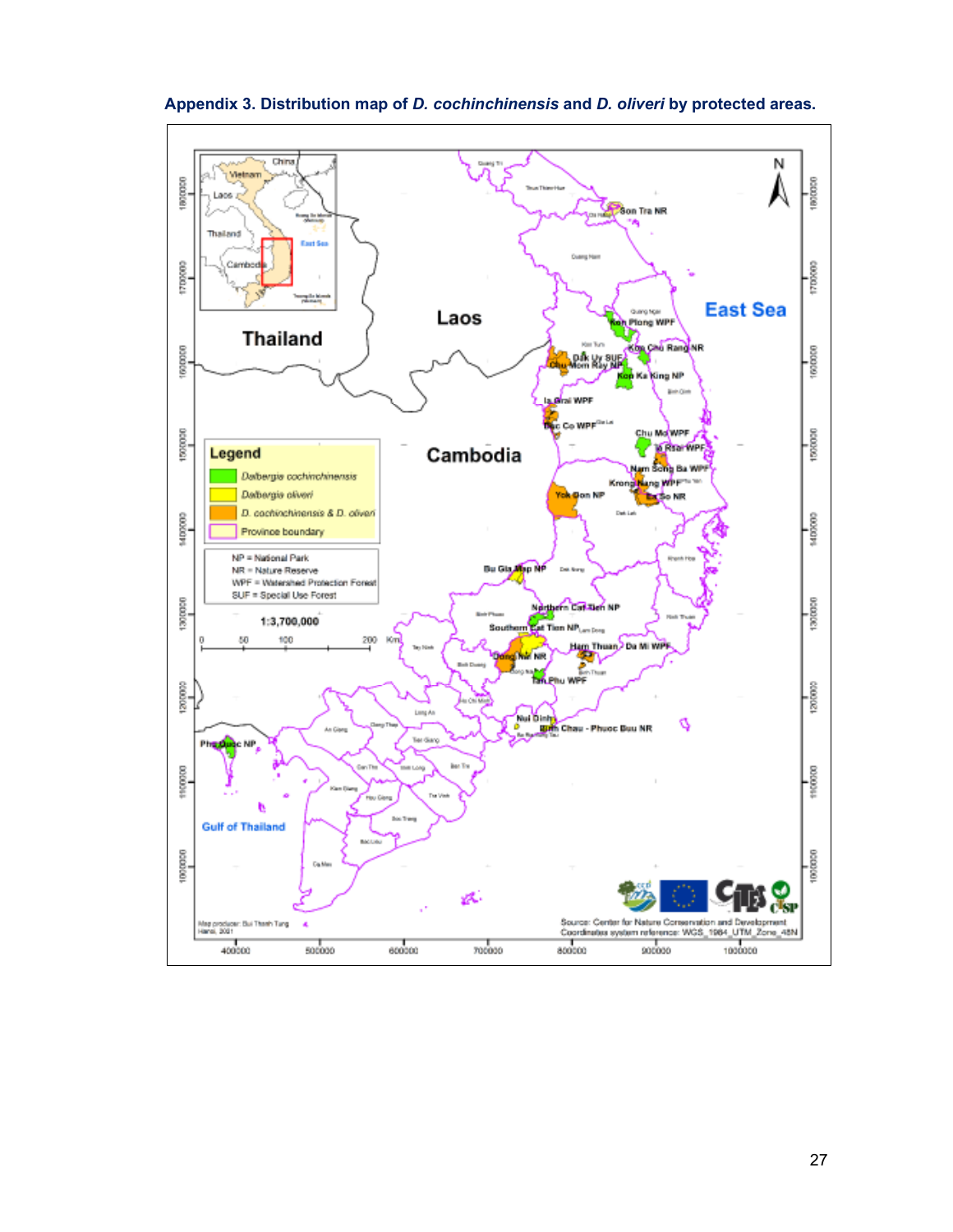**Appendix 3. Distribution map of *D. cochinchinensis* and *D. oliveri* by protected areas.**

Laos

Thailand

Cambodia

East Sea

Gulf of Thailand

Son Tra NR

Kon Plong WPF

Kon Chu Rang NR

Dak Uy SUF

Chu Mom Ray NP

Kon Ka King NP

Ia Grai WPF

Duc Co WPF

Chu Mo WPF

Ya Rsai WPF

Nam Song Ba WPF

Krong Nang WPF

Ea So NR

Yok Don NP

Bu Gia Map NP

Northern Cat Tien NP

Southern Cat Tien NP

Ham Thuan - Da Mi WPF

Dong Nai NR

Tan Phu WPF

Nui Dinh

Binh Chau - Phuoc Buu NR

Phu Quoc NP

**Legend**

*Dalbergia cochinchinensis*

*Dalbergia oliveri*

*D. cochinchinensis & D. oliveri*

Province boundary

NP = National Park

NR = Nature Reserve

WPF = Watershed Protection Forest

SUF = Special Use Forest

1:3,700,000

0 50 100 200 Km

Map producer: Bui Thanh Tung

Hanoi, 2021

Source: Center for Nature Conservation and Development

Coordinates system reference: WGS_1984_UTM_Zone_48N

400000 500000 600000 700000 800000 900000 1000000

1800000 1700000 1600000 1500000 1400000 1300000 1200000 1100000 1000000